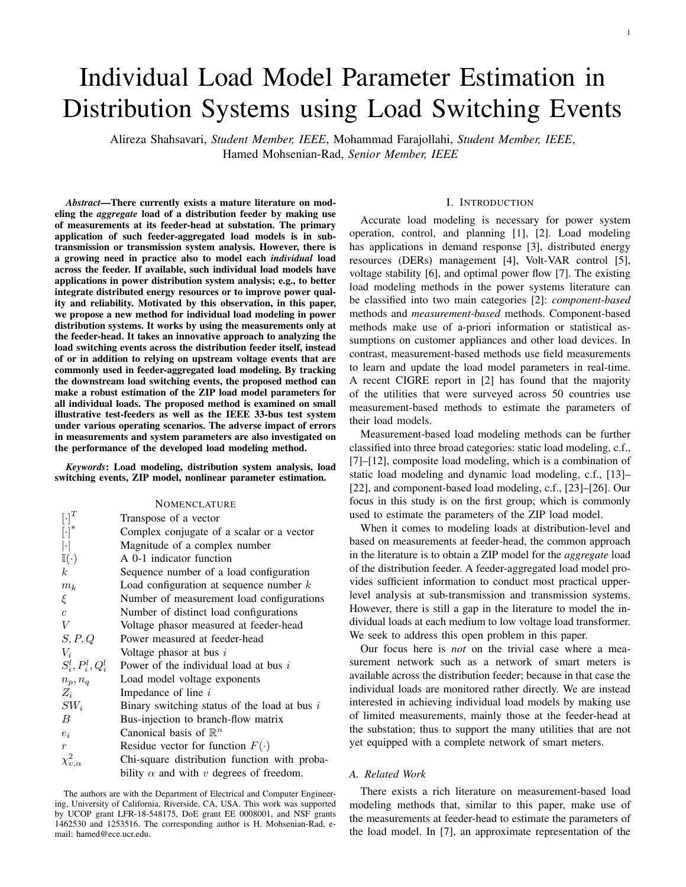# Individual Load Model Parameter Estimation in Distribution Systems using Load Switching Events

Alireza Shahsavari, *Student Member, IEEE*, Mohammad Farajollahi, *Student Member, IEEE*, Hamed Mohsenian-Rad, *Senior Member, IEEE*

***Abstract*—There currently exists a mature literature on modeling the *aggregate* load of a distribution feeder by making use of measurements at its feeder-head at substation. The primary application of such feeder-aggregated load models is in sub-transmission or transmission system analysis. However, there is a growing need in practice also to model each *individual* load across the feeder. If available, such individual load models have applications in power distribution system analysis; e.g., to better integrate distributed energy resources or to improve power quality and reliability. Motivated by this observation, in this paper, we propose a new method for individual load modeling in power distribution systems. It works by using the measurements only at the feeder-head. It takes an innovative approach to analyzing the load switching events across the distribution feeder itself, instead of or in addition to relying on upstream voltage events that are commonly used in feeder-aggregated load modeling. By tracking the downstream load switching events, the proposed method can make a robust estimation of the ZIP load model parameters for all individual loads. The proposed method is examined on small illustrative test-feeders as well as the IEEE 33-bus test system under various operating scenarios. The adverse impact of errors in measurements and system parameters are also investigated on the performance of the developed load modeling method.**

***Keywords*: Load modeling, distribution system analysis, load switching events, ZIP model, nonlinear parameter estimation.**

## NOMENCLATURE

| | |
|---|---|
| $[\cdot]^T$ | Transpose of a vector |
| $[\cdot]^*$ | Complex conjugate of a scalar or a vector |
| $\lvert\cdot\rvert$ | Magnitude of a complex number |
| $\mathbb{I}(\cdot)$ | A 0-1 indicator function |
| $k$ | Sequence number of a load configuration |
| $m_k$ | Load configuration at sequence number $k$ |
| $\xi$ | Number of measurement load configurations |
| $c$ | Number of distinct load configurations |
| $V$ | Voltage phasor measured at feeder-head |
| $S, P, Q$ | Power measured at feeder-head |
| $V_i$ | Voltage phasor at bus $i$ |
| $S_i^l, P_i^l, Q_i^l$ | Power of the individual load at bus $i$ |
| $n_p, n_q$ | Load model voltage exponents |
| $Z_i$ | Impedance of line $i$ |
| $SW_i$ | Binary switching status of the load at bus $i$ |
| $B$ | Bus-injection to branch-flow matrix |
| $e_i$ | Canonical basis of $\mathbb{R}^n$ |
| $r$ | Residue vector for function $F(\cdot)$ |
| $\chi^2_{v,\alpha}$ | Chi-square distribution function with probability $\alpha$ and with $v$ degrees of freedom. |

The authors are with the Department of Electrical and Computer Engineering, University of California, Riverside, CA, USA. This work was supported by UCOP grant LFR-18-548175, DoE grant EE 0008001, and NSF grants 1462530 and 1253516. The corresponding author is H. Mohsenian-Rad, e-mail: hamed@ece.ucr.edu.

## I. INTRODUCTION

Accurate load modeling is necessary for power system operation, control, and planning [1], [2]. Load modeling has applications in demand response [3], distributed energy resources (DERs) management [4], Volt-VAR control [5], voltage stability [6], and optimal power flow [7]. The existing load modeling methods in the power systems literature can be classified into two main categories [2]: *component-based* methods and *measurement-based* methods. Component-based methods make use of a-priori information or statistical assumptions on customer appliances and other load devices. In contrast, measurement-based methods use field measurements to learn and update the load model parameters in real-time. A recent CIGRE report in [2] has found that the majority of the utilities that were surveyed across 50 countries use measurement-based methods to estimate the parameters of their load models.

Measurement-based load modeling methods can be further classified into three broad categories: static load modeling, c.f., [7]–[12], composite load modeling, which is a combination of static load modeling and dynamic load modeling, c.f., [13]–[22], and component-based load modeling, c.f., [23]–[26]. Our focus in this study is on the first group; which is commonly used to estimate the parameters of the ZIP load model.

When it comes to modeling loads at distribution-level and based on measurements at feeder-head, the common approach in the literature is to obtain a ZIP model for the *aggregate* load of the distribution feeder. A feeder-aggregated load model provides sufficient information to conduct most practical upper-level analysis at sub-transmission and transmission systems. However, there is still a gap in the literature to model the individual loads at each medium to low voltage load transformer. We seek to address this open problem in this paper.

Our focus here is *not* on the trivial case where a measurement network such as a network of smart meters is available across the distribution feeder; because in that case the individual loads are monitored rather directly. We are instead interested in achieving individual load models by making use of limited measurements, mainly those at the feeder-head at the substation; thus to support the many utilities that are not yet equipped with a complete network of smart meters.

### A. Related Work

There exists a rich literature on measurement-based load modeling methods that, similar to this paper, make use of the measurements at feeder-head to estimate the parameters of the load model. In [7], an approximate representation of the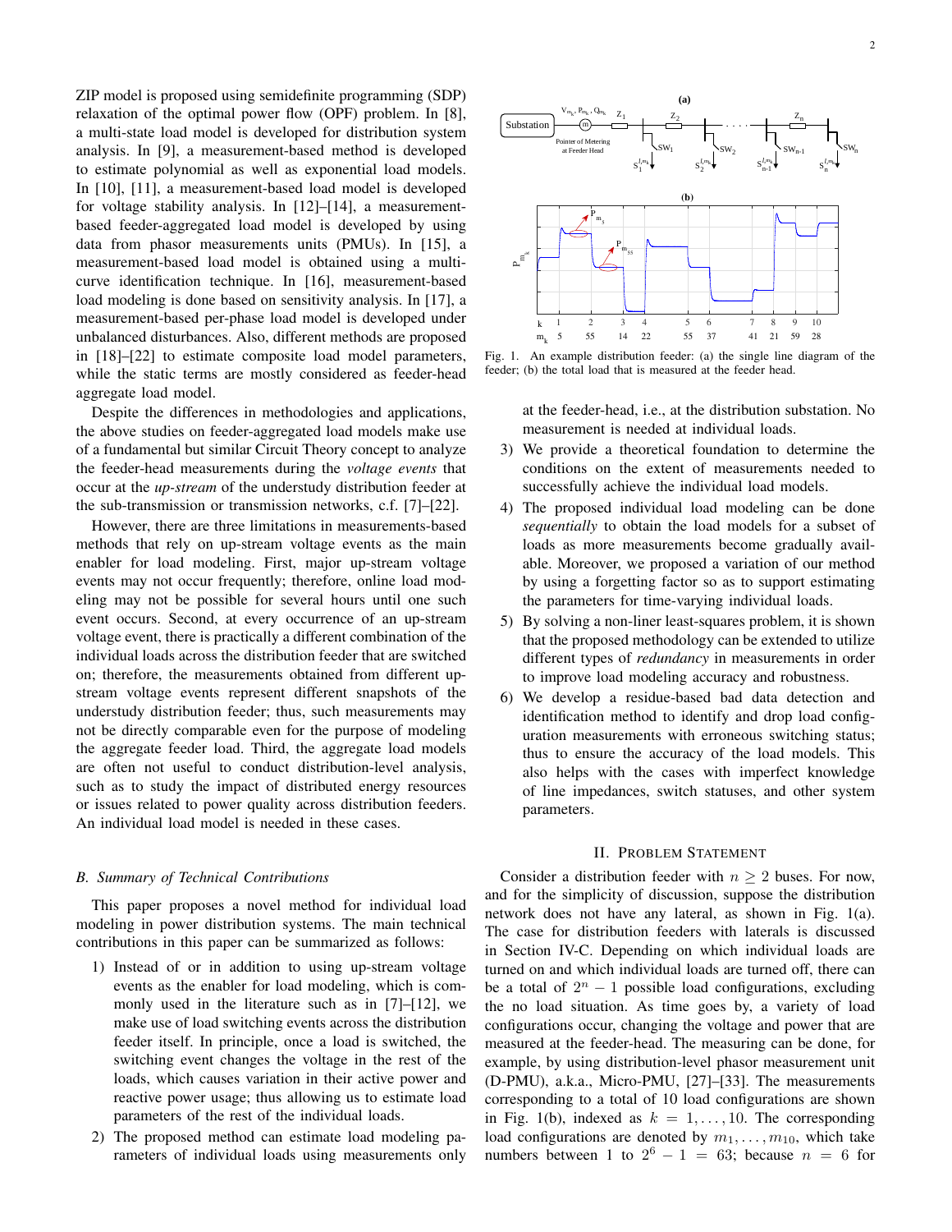ZIP model is proposed using semidefinite programming (SDP) relaxation of the optimal power flow (OPF) problem. In [8], a multi-state load model is developed for distribution system analysis. In [9], a measurement-based method is developed to estimate polynomial as well as exponential load models. In [10], [11], a measurement-based load model is developed for voltage stability analysis. In [12]–[14], a measurement-based feeder-aggregated load model is developed by using data from phasor measurements units (PMUs). In [15], a measurement-based load model is obtained using a multi-curve identification technique. In [16], measurement-based load modeling is done based on sensitivity analysis. In [17], a measurement-based per-phase load model is developed under unbalanced disturbances. Also, different methods are proposed in [18]–[22] to estimate composite load model parameters, while the static terms are mostly considered as feeder-head aggregate load model.

Despite the differences in methodologies and applications, the above studies on feeder-aggregated load models make use of a fundamental but similar Circuit Theory concept to analyze the feeder-head measurements during the *voltage events* that occur at the *up-stream* of the understudy distribution feeder at the sub-transmission or transmission networks, c.f. [7]–[22].

However, there are three limitations in measurements-based methods that rely on up-stream voltage events as the main enabler for load modeling. First, major up-stream voltage events may not occur frequently; therefore, online load modeling may not be possible for several hours until one such event occurs. Second, at every occurrence of an up-stream voltage event, there is practically a different combination of the individual loads across the distribution feeder that are switched on; therefore, the measurements obtained from different up-stream voltage events represent different snapshots of the understudy distribution feeder; thus, such measurements may not be directly comparable even for the purpose of modeling the aggregate feeder load. Third, the aggregate load models are often not useful to conduct distribution-level analysis, such as to study the impact of distributed energy resources or issues related to power quality across distribution feeders. An individual load model is needed in these cases.

### B. Summary of Technical Contributions

This paper proposes a novel method for individual load modeling in power distribution systems. The main technical contributions in this paper can be summarized as follows:

1) Instead of or in addition to using up-stream voltage events as the enabler for load modeling, which is commonly used in the literature such as in [7]–[12], we make use of load switching events across the distribution feeder itself. In principle, once a load is switched, the switching event changes the voltage in the rest of the loads, which causes variation in their active power and reactive power usage; thus allowing us to estimate load parameters of the rest of the individual loads.
2) The proposed method can estimate load modeling parameters of individual loads using measurements only at the feeder-head, i.e., at the distribution substation. No measurement is needed at individual loads.
3) We provide a theoretical foundation to determine the conditions on the extent of measurements needed to successfully achieve the individual load models.
4) The proposed individual load modeling can be done *sequentially* to obtain the load models for a subset of loads as more measurements become gradually available. Moreover, we proposed a variation of our method by using a forgetting factor so as to support estimating the parameters for time-varying individual loads.
5) By solving a non-liner least-squares problem, it is shown that the proposed methodology can be extended to utilize different types of *redundancy* in measurements in order to improve load modeling accuracy and robustness.
6) We develop a residue-based bad data detection and identification method to identify and drop load configuration measurements with erroneous switching status; thus to ensure the accuracy of the load models. This also helps with the cases with imperfect knowledge of line impedances, switch statuses, and other system parameters.

Fig. 1. An example distribution feeder: (a) the single line diagram of the feeder; (b) the total load that is measured at the feeder head.

## II. Problem Statement

Consider a distribution feeder with $n \geq 2$ buses. For now, and for the simplicity of discussion, suppose the distribution network does not have any lateral, as shown in Fig. 1(a). The case for distribution feeders with laterals is discussed in Section IV-C. Depending on which individual loads are turned on and which individual loads are turned off, there can be a total of $2^n - 1$ possible load configurations, excluding the no load situation. As time goes by, a variety of load configurations occur, changing the voltage and power that are measured at the feeder-head. The measuring can be done, for example, by using distribution-level phasor measurement unit (D-PMU), a.k.a., Micro-PMU, [27]–[33]. The measurements corresponding to a total of 10 load configurations are shown in Fig. 1(b), indexed as $k = 1, \ldots, 10$. The corresponding load configurations are denoted by $m_1, \ldots, m_{10}$, which take numbers between 1 to $2^6 - 1 = 63$; because $n = 6$ for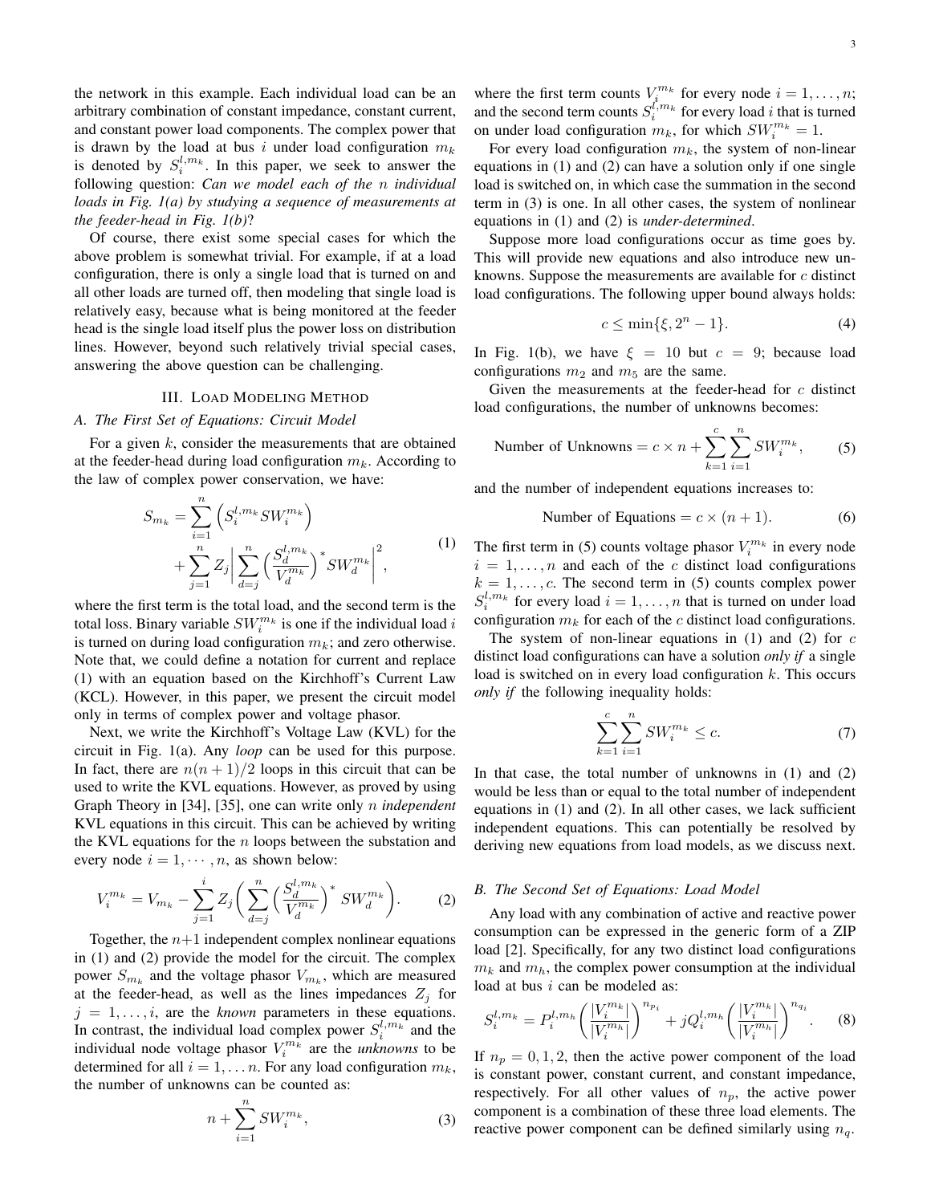the network in this example. Each individual load can be an arbitrary combination of constant impedance, constant current, and constant power load components. The complex power that is drawn by the load at bus $i$ under load configuration $m_k$ is denoted by $S_i^{l,m_k}$. In this paper, we seek to answer the following question: ***Can we model each of the*** $n$ ***individual loads in Fig. 1(a) by studying a sequence of measurements at the feeder-head in Fig. 1(b)***?

Of course, there exist some special cases for which the above problem is somewhat trivial. For example, if at a load configuration, there is only a single load that is turned on and all other loads are turned off, then modeling that single load is relatively easy, because what is being monitored at the feeder head is the single load itself plus the power loss on distribution lines. However, beyond such relatively trivial special cases, answering the above question can be challenging.

## III. Load Modeling Method

### A. The First Set of Equations: Circuit Model

For a given $k$, consider the measurements that are obtained at the feeder-head during load configuration $m_k$. According to the law of complex power conservation, we have:

$$S_{m_k} = \sum_{i=1}^{n} \left( S_i^{l,m_k} SW_i^{m_k} \right) + \sum_{j=1}^{n} Z_j \left| \sum_{d=j}^{n} \left( \frac{S_d^{l,m_k}}{V_d^{m_k}} \right)^* SW_d^{m_k} \right|^2, \tag{1}$$

where the first term is the total load, and the second term is the total loss. Binary variable $SW_i^{m_k}$ is one if the individual load $i$ is turned on during load configuration $m_k$; and zero otherwise. Note that, we could define a notation for current and replace (1) with an equation based on the Kirchhoff's Current Law (KCL). However, in this paper, we present the circuit model only in terms of complex power and voltage phasor.

Next, we write the Kirchhoff's Voltage Law (KVL) for the circuit in Fig. 1(a). Any *loop* can be used for this purpose. In fact, there are $n(n+1)/2$ loops in this circuit that can be used to write the KVL equations. However, as proved by using Graph Theory in [34], [35], one can write only $n$ *independent* KVL equations in this circuit. This can be achieved by writing the KVL equations for the $n$ loops between the substation and every node $i = 1, \cdots, n$, as shown below:

$$V_i^{m_k} = V_{m_k} - \sum_{j=1}^{i} Z_j \left( \sum_{d=j}^{n} \left( \frac{S_d^{l,m_k}}{V_d^{m_k}} \right)^* SW_d^{m_k} \right). \tag{2}$$

Together, the $n+1$ independent complex nonlinear equations in (1) and (2) provide the model for the circuit. The complex power $S_{m_k}$ and the voltage phasor $V_{m_k}$, which are measured at the feeder-head, as well as the lines impedances $Z_j$ for $j = 1, \ldots, i$, are the *known* parameters in these equations. In contrast, the individual load complex power $S_i^{l,m_k}$ and the individual node voltage phasor $V_i^{m_k}$ are the *unknowns* to be determined for all $i = 1, \ldots n$. For any load configuration $m_k$, the number of unknowns can be counted as:

$$n + \sum_{i=1}^{n} SW_i^{m_k}, \tag{3}$$

where the first term counts $V_i^{m_k}$ for every node $i = 1, \ldots, n$; and the second term counts $S_i^{l,m_k}$ for every load $i$ that is turned on under load configuration $m_k$, for which $SW_i^{m_k} = 1$.

For every load configuration $m_k$, the system of non-linear equations in (1) and (2) can have a solution only if one single load is switched on, in which case the summation in the second term in (3) is one. In all other cases, the system of nonlinear equations in (1) and (2) is *under-determined*.

Suppose more load configurations occur as time goes by. This will provide new equations and also introduce new unknowns. Suppose the measurements are available for $c$ distinct load configurations. The following upper bound always holds:

$$c \leq \min\{\xi, 2^n - 1\}. \tag{4}$$

In Fig. 1(b), we have $\xi = 10$ but $c = 9$; because load configurations $m_2$ and $m_5$ are the same.

Given the measurements at the feeder-head for $c$ distinct load configurations, the number of unknowns becomes:

$$\text{Number of Unknowns} = c \times n + \sum_{k=1}^{c} \sum_{i=1}^{n} SW_i^{m_k}, \tag{5}$$

and the number of independent equations increases to:

$$\text{Number of Equations} = c \times (n+1). \tag{6}$$

The first term in (5) counts voltage phasor $V_i^{m_k}$ in every node $i = 1, \ldots, n$ and each of the $c$ distinct load configurations $k = 1, \ldots, c$. The second term in (5) counts complex power $S_i^{l,m_k}$ for every load $i = 1, \ldots, n$ that is turned on under load configuration $m_k$ for each of the $c$ distinct load configurations.

The system of non-linear equations in (1) and (2) for $c$ distinct load configurations can have a solution *only if* a single load is switched on in every load configuration $k$. This occurs *only if* the following inequality holds:

$$\sum_{k=1}^{c} \sum_{i=1}^{n} SW_i^{m_k} \leq c. \tag{7}$$

In that case, the total number of unknowns in (1) and (2) would be less than or equal to the total number of independent equations in (1) and (2). In all other cases, we lack sufficient independent equations. This can potentially be resolved by deriving new equations from load models, as we discuss next.

### B. The Second Set of Equations: Load Model

Any load with any combination of active and reactive power consumption can be expressed in the generic form of a ZIP load [2]. Specifically, for any two distinct load configurations $m_k$ and $m_h$, the complex power consumption at the individual load at bus $i$ can be modeled as:

$$S_i^{l,m_k} = P_i^{l,m_h} \left( \frac{|V_i^{m_k}|}{|V_i^{m_h}|} \right)^{n_{p_i}} + jQ_i^{l,m_h} \left( \frac{|V_i^{m_k}|}{|V_i^{m_h}|} \right)^{n_{q_i}}. \tag{8}$$

If $n_p = 0, 1, 2$, then the active power component of the load is constant power, constant current, and constant impedance, respectively. For all other values of $n_p$, the active power component is a combination of these three load elements. The reactive power component can be defined similarly using $n_q$.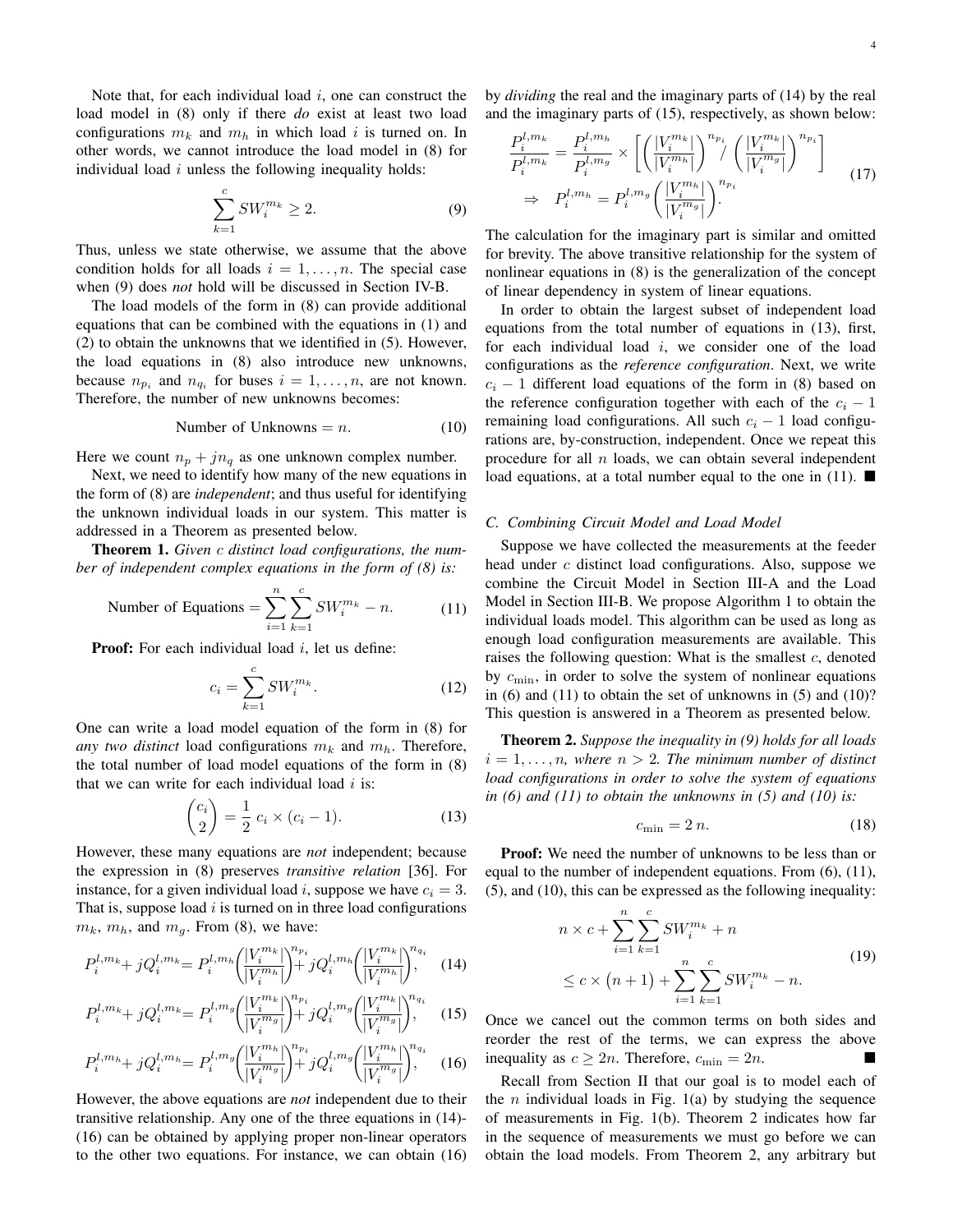Note that, for each individual load $i$, one can construct the load model in (8) only if there *do* exist at least two load configurations $m_k$ and $m_h$ in which load $i$ is turned on. In other words, we cannot introduce the load model in (8) for individual load $i$ unless the following inequality holds:

$$\sum_{k=1}^{c} SW_i^{m_k} \geq 2. \tag{9}$$

Thus, unless we state otherwise, we assume that the above condition holds for all loads $i = 1, \ldots, n$. The special case when (9) does *not* hold will be discussed in Section IV-B.

The load models of the form in (8) can provide additional equations that can be combined with the equations in (1) and (2) to obtain the unknowns that we identified in (5). However, the load equations in (8) also introduce new unknowns, because $n_{p_i}$ and $n_{q_i}$ for buses $i = 1, \ldots, n$, are not known. Therefore, the number of new unknowns becomes:

$$\text{Number of Unknowns} = n. \tag{10}$$

Here we count $n_p + jn_q$ as one unknown complex number.

Next, we need to identify how many of the new equations in the form of (8) are *independent*; and thus useful for identifying the unknown individual loads in our system. This matter is addressed in a Theorem as presented below.

**Theorem 1.** *Given $c$ distinct load configurations, the number of independent complex equations in the form of (8) is:*

$$\text{Number of Equations} = \sum_{i=1}^{n} \sum_{k=1}^{c} SW_i^{m_k} - n. \tag{11}$$

**Proof:** For each individual load $i$, let us define:

$$c_i = \sum_{k=1}^{c} SW_i^{m_k}. \tag{12}$$

One can write a load model equation of the form in (8) for *any two distinct* load configurations $m_k$ and $m_h$. Therefore, the total number of load model equations of the form in (8) that we can write for each individual load $i$ is:

$$\binom{c_i}{2} = \frac{1}{2}\, c_i \times (c_i - 1). \tag{13}$$

However, these many equations are *not* independent; because the expression in (8) preserves *transitive relation* [36]. For instance, for a given individual load $i$, suppose we have $c_i = 3$. That is, suppose load $i$ is turned on in three load configurations $m_k$, $m_h$, and $m_g$. From (8), we have:

$$P_i^{l,m_k} + jQ_i^{l,m_k} = P_i^{l,m_h}\left(\frac{|V_i^{m_k}|}{|V_i^{m_h}|}\right)^{n_{p_i}} + jQ_i^{l,m_h}\left(\frac{|V_i^{m_k}|}{|V_i^{m_h}|}\right)^{n_{q_i}}, \tag{14}$$

$$P_i^{l,m_k} + jQ_i^{l,m_k} = P_i^{l,m_g}\left(\frac{|V_i^{m_k}|}{|V_i^{m_g}|}\right)^{n_{p_i}} + jQ_i^{l,m_g}\left(\frac{|V_i^{m_k}|}{|V_i^{m_g}|}\right)^{n_{q_i}}, \tag{15}$$

$$P_i^{l,m_h} + jQ_i^{l,m_h} = P_i^{l,m_g}\left(\frac{|V_i^{m_h}|}{|V_i^{m_g}|}\right)^{n_{p_i}} + jQ_i^{l,m_g}\left(\frac{|V_i^{m_h}|}{|V_i^{m_g}|}\right)^{n_{q_i}}, \tag{16}$$

However, the above equations are *not* independent due to their transitive relationship. Any one of the three equations in (14)-(16) can be obtained by applying proper non-linear operators to the other two equations. For instance, we can obtain (16) by *dividing* the real and the imaginary parts of (14) by the real and the imaginary parts of (15), respectively, as shown below:

$$\begin{aligned}
\frac{P_i^{l,m_k}}{P_i^{l,m_k}} &= \frac{P_i^{l,m_h}}{P_i^{l,m_g}} \times \left[\left(\frac{|V_i^{m_k}|}{|V_i^{m_h}|}\right)^{n_{p_i}} \Big/ \left(\frac{|V_i^{m_k}|}{|V_i^{m_g}|}\right)^{n_{p_i}}\right] \\
\Rightarrow \quad P_i^{l,m_h} &= P_i^{l,m_g}\left(\frac{|V_i^{m_h}|}{|V_i^{m_g}|}\right)^{n_{p_i}}.
\end{aligned} \tag{17}$$

The calculation for the imaginary part is similar and omitted for brevity. The above transitive relationship for the system of nonlinear equations in (8) is the generalization of the concept of linear dependency in system of linear equations.

In order to obtain the largest subset of independent load equations from the total number of equations in (13), first, for each individual load $i$, we consider one of the load configurations as the *reference configuration*. Next, we write $c_i - 1$ different load equations of the form in (8) based on the reference configuration together with each of the $c_i - 1$ remaining load configurations. All such $c_i - 1$ load configurations are, by-construction, independent. Once we repeat this procedure for all $n$ loads, we can obtain several independent load equations, at a total number equal to the one in (11). ■

### C. Combining Circuit Model and Load Model

Suppose we have collected the measurements at the feeder head under $c$ distinct load configurations. Also, suppose we combine the Circuit Model in Section III-A and the Load Model in Section III-B. We propose Algorithm 1 to obtain the individual loads model. This algorithm can be used as long as enough load configuration measurements are available. This raises the following question: What is the smallest $c$, denoted by $c_{\min}$, in order to solve the system of nonlinear equations in (6) and (11) to obtain the set of unknowns in (5) and (10)? This question is answered in a Theorem as presented below.

**Theorem 2.** *Suppose the inequality in (9) holds for all loads $i = 1, \ldots, n$, where $n > 2$. The minimum number of distinct load configurations in order to solve the system of equations in (6) and (11) to obtain the unknowns in (5) and (10) is:*

$$c_{\min} = 2\,n. \tag{18}$$

**Proof:** We need the number of unknowns to be less than or equal to the number of independent equations. From (6), (11), (5), and (10), this can be expressed as the following inequality:

$$\begin{aligned}
&n \times c + \sum_{i=1}^{n} \sum_{k=1}^{c} SW_i^{m_k} + n \\
&\leq c \times \big(n+1\big) + \sum_{i=1}^{n} \sum_{k=1}^{c} SW_i^{m_k} - n.
\end{aligned} \tag{19}$$

Once we cancel out the common terms on both sides and reorder the rest of the terms, we can express the above inequality as $c \geq 2n$. Therefore, $c_{\min} = 2n$. ■

Recall from Section II that our goal is to model each of the $n$ individual loads in Fig. 1(a) by studying the sequence of measurements in Fig. 1(b). Theorem 2 indicates how far in the sequence of measurements we must go before we can obtain the load models. From Theorem 2, any arbitrary but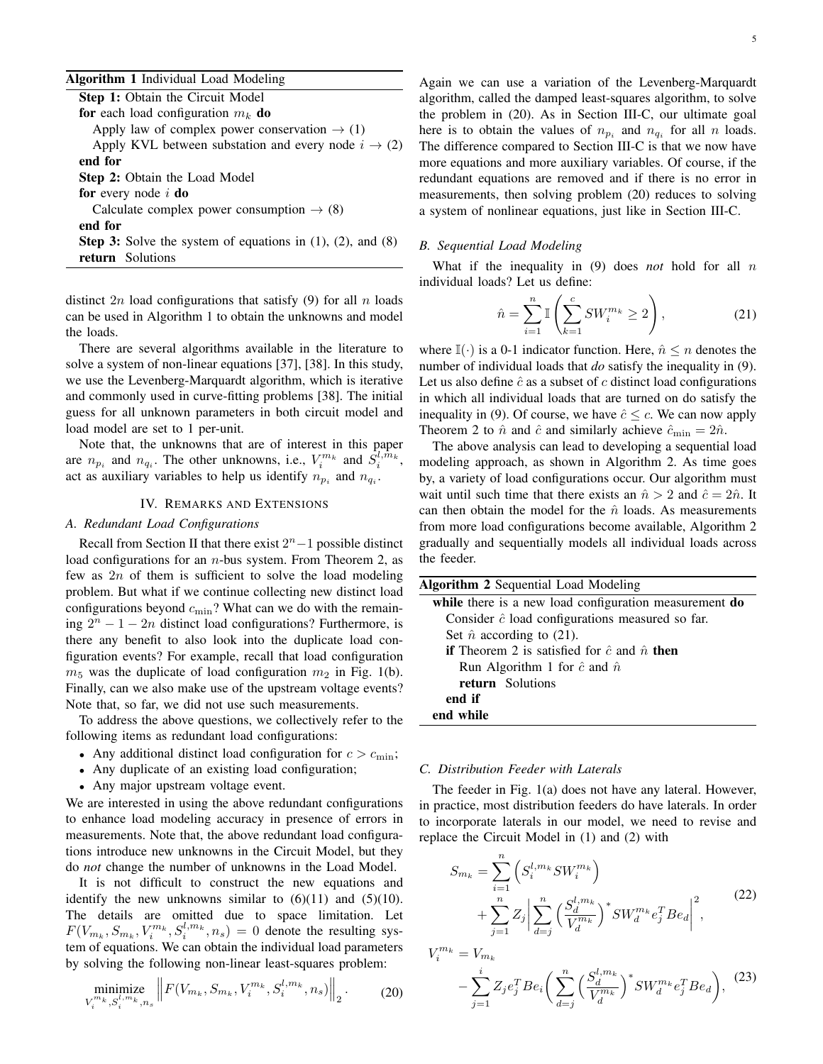**Algorithm 1** Individual Load Modeling

```
Step 1: Obtain the Circuit Model
for each load configuration m_k do
    Apply law of complex power conservation → (1)
    Apply KVL between substation and every node i → (2)
end for
Step 2: Obtain the Load Model
for every node i do
    Calculate complex power consumption → (8)
end for
Step 3: Solve the system of equations in (1), (2), and (8)
return Solutions
```

distinct $2n$ load configurations that satisfy (9) for all $n$ loads can be used in Algorithm 1 to obtain the unknowns and model the loads.

There are several algorithms available in the literature to solve a system of non-linear equations [37], [38]. In this study, we use the Levenberg-Marquardt algorithm, which is iterative and commonly used in curve-fitting problems [38]. The initial guess for all unknown parameters in both circuit model and load model are set to 1 per-unit.

Note that, the unknowns that are of interest in this paper are $n_{p_i}$ and $n_{q_i}$. The other unknowns, i.e., $V_i^{m_k}$ and $S_i^{l,m_k}$, act as auxiliary variables to help us identify $n_{p_i}$ and $n_{q_i}$.

## IV. Remarks and Extensions

### A. Redundant Load Configurations

Recall from Section II that there exist $2^n-1$ possible distinct load configurations for an $n$-bus system. From Theorem 2, as few as $2n$ of them is sufficient to solve the load modeling problem. But what if we continue collecting new distinct load configurations beyond $c_{\min}$? What can we do with the remaining $2^n-1-2n$ distinct load configurations? Furthermore, is there any benefit to also look into the duplicate load configuration events? For example, recall that load configuration $m_5$ was the duplicate of load configuration $m_2$ in Fig. 1(b). Finally, can we also make use of the upstream voltage events? Note that, so far, we did not use such measurements.

To address the above questions, we collectively refer to the following items as redundant load configurations:

- Any additional distinct load configuration for $c > c_{\min}$;
- Any duplicate of an existing load configuration;
- Any major upstream voltage event.

We are interested in using the above redundant configurations to enhance load modeling accuracy in presence of errors in measurements. Note that, the above redundant load configurations introduce new unknowns in the Circuit Model, but they do *not* change the number of unknowns in the Load Model.

It is not difficult to construct the new equations and identify the new unknowns similar to (6)(11) and (5)(10). The details are omitted due to space limitation. Let $F(V_{m_k}, S_{m_k}, V_i^{m_k}, S_i^{l,m_k}, n_s) = 0$ denote the resulting system of equations. We can obtain the individual load parameters by solving the following non-linear least-squares problem:

$$\underset{V_i^{m_k}, S_i^{l,m_k}, n_s}{\text{minimize}} \left\| F(V_{m_k}, S_{m_k}, V_i^{m_k}, S_i^{l,m_k}, n_s) \right\|_2. \tag{20}$$

Again we can use a variation of the Levenberg-Marquardt algorithm, called the damped least-squares algorithm, to solve the problem in (20). As in Section III-C, our ultimate goal here is to obtain the values of $n_{p_i}$ and $n_{q_i}$ for all $n$ loads. The difference compared to Section III-C is that we now have more equations and more auxiliary variables. Of course, if the redundant equations are removed and if there is no error in measurements, then solving problem (20) reduces to solving a system of nonlinear equations, just like in Section III-C.

### B. Sequential Load Modeling

What if the inequality in (9) does *not* hold for all $n$ individual loads? Let us define:

$$\hat{n} = \sum_{i=1}^{n} \mathbb{I}\left( \sum_{k=1}^{c} SW_i^{m_k} \geq 2 \right), \tag{21}$$

where $\mathbb{I}(\cdot)$ is a 0-1 indicator function. Here, $\hat{n} \leq n$ denotes the number of individual loads that *do* satisfy the inequality in (9). Let us also define $\hat{c}$ as a subset of $c$ distinct load configurations in which all individual loads that are turned on do satisfy the inequality in (9). Of course, we have $\hat{c} \leq c$. We can now apply Theorem 2 to $\hat{n}$ and $\hat{c}$ and similarly achieve $\hat{c}_{\min} = 2\hat{n}$.

The above analysis can lead to developing a sequential load modeling approach, as shown in Algorithm 2. As time goes by, a variety of load configurations occur. Our algorithm must wait until such time that there exists an $\hat{n} > 2$ and $\hat{c} = 2\hat{n}$. It can then obtain the model for the $\hat{n}$ loads. As measurements from more load configurations become available, Algorithm 2 gradually and sequentially models all individual loads across the feeder.

**Algorithm 2** Sequential Load Modeling

```
while there is a new load configuration measurement do
    Consider ĉ load configurations measured so far.
    Set n̂ according to (21).
    if Theorem 2 is satisfied for ĉ and n̂ then
        Run Algorithm 1 for ĉ and n̂
        return Solutions
    end if
end while
```

### C. Distribution Feeder with Laterals

The feeder in Fig. 1(a) does not have any lateral. However, in practice, most distribution feeders do have laterals. In order to incorporate laterals in our model, we need to revise and replace the Circuit Model in (1) and (2) with

$$\begin{aligned} S_{m_k} = &\sum_{i=1}^{n} \left( S_i^{l,m_k} SW_i^{m_k} \right) \\ &+ \sum_{j=1}^{n} Z_j \left| \sum_{d=j}^{n} \left( \frac{S_d^{l,m_k}}{V_d^{m_k}} \right)^* SW_d^{m_k} e_j^T B e_d \right|^2, \end{aligned} \tag{22}$$

$$\begin{aligned} V_i^{m_k} = &V_{m_k} \\ &- \sum_{j=1}^{i} Z_j e_j^T B e_i \left( \sum_{d=j}^{n} \left( \frac{S_d^{l,m_k}}{V_d^{m_k}} \right)^* SW_d^{m_k} e_j^T B e_d \right), \end{aligned} \tag{23}$$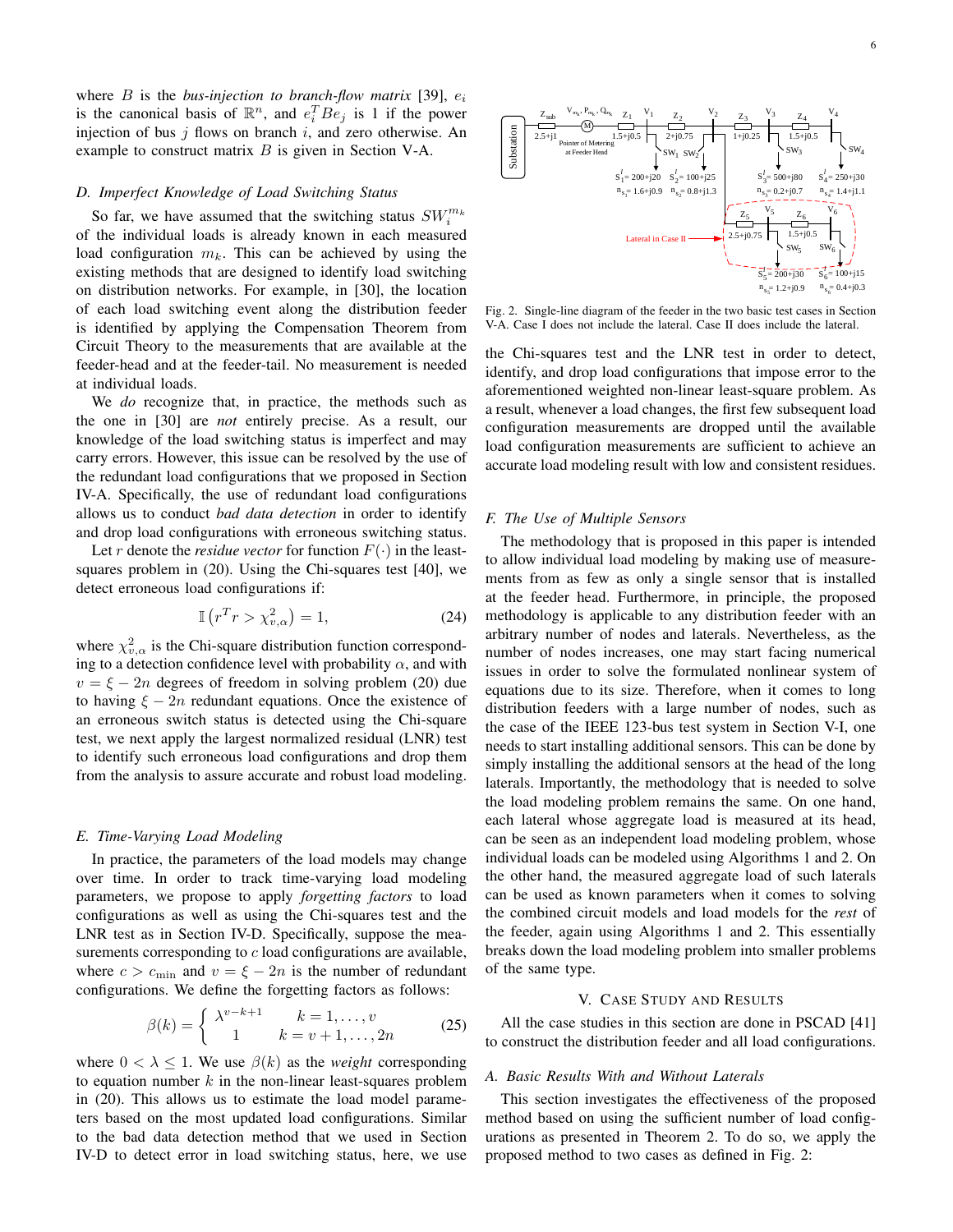where $B$ is the *bus-injection to branch-flow matrix* [39], $e_i$ is the canonical basis of $\mathbb{R}^n$, and $e_i^T B e_j$ is 1 if the power injection of bus $j$ flows on branch $i$, and zero otherwise. An example to construct matrix $B$ is given in Section V-A.

### *D. Imperfect Knowledge of Load Switching Status*

So far, we have assumed that the switching status $SW_i^{m_k}$ of the individual loads is already known in each measured load configuration $m_k$. This can be achieved by using the existing methods that are designed to identify load switching on distribution networks. For example, in [30], the location of each load switching event along the distribution feeder is identified by applying the Compensation Theorem from Circuit Theory to the measurements that are available at the feeder-head and at the feeder-tail. No measurement is needed at individual loads.

We *do* recognize that, in practice, the methods such as the one in [30] are *not* entirely precise. As a result, our knowledge of the load switching status is imperfect and may carry errors. However, this issue can be resolved by the use of the redundant load configurations that we proposed in Section IV-A. Specifically, the use of redundant load configurations allows us to conduct *bad data detection* in order to identify and drop load configurations with erroneous switching status.

Let $r$ denote the *residue vector* for function $F(\cdot)$ in the least-squares problem in (20). Using the Chi-squares test [40], we detect erroneous load configurations if:

$$\mathbb{I}\left(r^T r > \chi^2_{v,\alpha}\right) = 1, \tag{24}$$

where $\chi^2_{v,\alpha}$ is the Chi-square distribution function corresponding to a detection confidence level with probability $\alpha$, and with $v = \xi - 2n$ degrees of freedom in solving problem (20) due to having $\xi - 2n$ redundant equations. Once the existence of an erroneous switch status is detected using the Chi-square test, we next apply the largest normalized residual (LNR) test to identify such erroneous load configurations and drop them from the analysis to assure accurate and robust load modeling.

### *E. Time-Varying Load Modeling*

In practice, the parameters of the load models may change over time. In order to track time-varying load modeling parameters, we propose to apply *forgetting factors* to load configurations as well as using the Chi-squares test and the LNR test as in Section IV-D. Specifically, suppose the measurements corresponding to $c$ load configurations are available, where $c > c_{\min}$ and $v = \xi - 2n$ is the number of redundant configurations. We define the forgetting factors as follows:

$$\beta(k) = \begin{cases} \lambda^{v-k+1} & k = 1, \ldots, v \\ 1 & k = v+1, \ldots, 2n \end{cases} \tag{25}$$

where $0 < \lambda \leq 1$. We use $\beta(k)$ as the *weight* corresponding to equation number $k$ in the non-linear least-squares problem in (20). This allows us to estimate the load model parameters based on the most updated load configurations. Similar to the bad data detection method that we used in Section IV-D to detect error in load switching status, here, we use the Chi-squares test and the LNR test in order to detect, identify, and drop load configurations that impose error to the aforementioned weighted non-linear least-square problem. As a result, whenever a load changes, the first few subsequent load configuration measurements are dropped until the available load configuration measurements are sufficient to achieve an accurate load modeling result with low and consistent residues.

Substation
$Z_{sub}$
2.5+j1
$V_{m_k}, P_{m_k}, Q_{m_k}$
M
Pointer of Metering at Feeder Head
$Z_1$ 1.5+j0.5
$V_1$
$Z_2$ 2+j0.75
$V_2$
$Z_3$ 1+j0.25
$V_3$
$Z_4$ 1.5+j0.5
$V_4$
$SW_1$ $SW_2$ $SW_3$ $SW_4$
$S_1^l$= 200+j20 $n_{s_1}$= 1.6+j0.9
$S_2^l$= 100+j25 $n_{s_2}$= 0.8+j1.3
$S_3^l$= 500+j80 $n_{s_3}$= 0.2+j0.7
$S_4^l$= 250+j30 $n_{s_4}$= 1.4+j1.1
Lateral in Case II
$Z_5$ 2.5+j0.75
$V_5$
$Z_6$ 1.5+j0.5
$V_6$
$SW_5$ $SW_6$
$S_5^l$= 200+j30 $n_{s_5}$= 1.2+j0.9
$S_6^l$= 100+j15 $n_{s_6}$= 0.4+j0.3

Fig. 2. Single-line diagram of the feeder in the two basic test cases in Section V-A. Case I does not include the lateral. Case II does include the lateral.

### *F. The Use of Multiple Sensors*

The methodology that is proposed in this paper is intended to allow individual load modeling by making use of measurements from as few as only a single sensor that is installed at the feeder head. Furthermore, in principle, the proposed methodology is applicable to any distribution feeder with an arbitrary number of nodes and laterals. Nevertheless, as the number of nodes increases, one may start facing numerical issues in order to solve the formulated nonlinear system of equations due to its size. Therefore, when it comes to long distribution feeders with a large number of nodes, such as the case of the IEEE 123-bus test system in Section V-I, one needs to start installing additional sensors. This can be done by simply installing the additional sensors at the head of the long laterals. Importantly, the methodology that is needed to solve the load modeling problem remains the same. On one hand, each lateral whose aggregate load is measured at its head, can be seen as an independent load modeling problem, whose individual loads can be modeled using Algorithms 1 and 2. On the other hand, the measured aggregate load of such laterals can be used as known parameters when it comes to solving the combined circuit models and load models for the *rest* of the feeder, again using Algorithms 1 and 2. This essentially breaks down the load modeling problem into smaller problems of the same type.

## V. Case Study and Results

All the case studies in this section are done in PSCAD [41] to construct the distribution feeder and all load configurations.

### *A. Basic Results With and Without Laterals*

This section investigates the effectiveness of the proposed method based on using the sufficient number of load configurations as presented in Theorem 2. To do so, we apply the proposed method to two cases as defined in Fig. 2: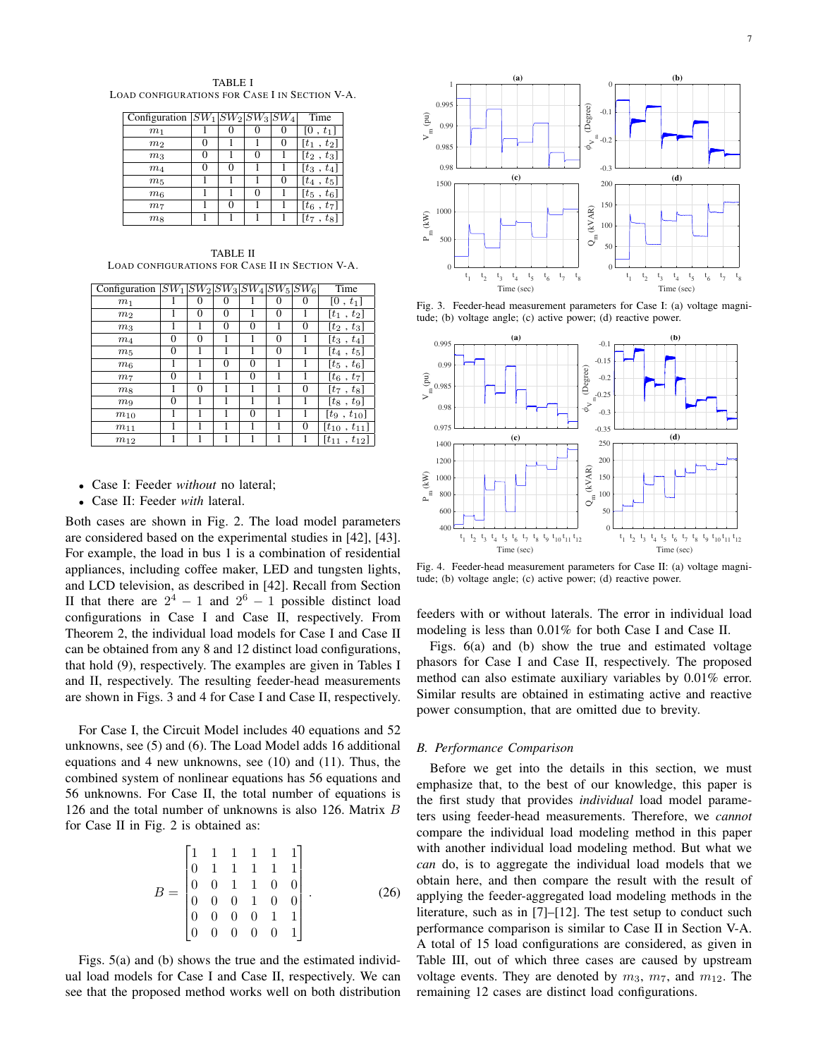TABLE I
LOAD CONFIGURATIONS FOR CASE I IN SECTION V-A.

| Configuration | $SW_1$ | $SW_2$ | $SW_3$ | $SW_4$ | Time |
|---|---|---|---|---|---|
| $m_1$ | 1 | 0 | 0 | 0 | $[0\ ,\ t_1]$ |
| $m_2$ | 0 | 1 | 1 | 0 | $[t_1\ ,\ t_2]$ |
| $m_3$ | 0 | 1 | 0 | 1 | $[t_2\ ,\ t_3]$ |
| $m_4$ | 0 | 0 | 1 | 1 | $[t_3\ ,\ t_4]$ |
| $m_5$ | 1 | 1 | 1 | 0 | $[t_4\ ,\ t_5]$ |
| $m_6$ | 1 | 1 | 0 | 1 | $[t_5\ ,\ t_6]$ |
| $m_7$ | 1 | 0 | 1 | 1 | $[t_6\ ,\ t_7]$ |
| $m_8$ | 1 | 1 | 1 | 1 | $[t_7\ ,\ t_8]$ |

TABLE II
LOAD CONFIGURATIONS FOR CASE II IN SECTION V-A.

| Configuration | $SW_1$ | $SW_2$ | $SW_3$ | $SW_4$ | $SW_5$ | $SW_6$ | Time |
|---|---|---|---|---|---|---|---|
| $m_1$ | 1 | 0 | 0 | 1 | 0 | 0 | $[0\ ,\ t_1]$ |
| $m_2$ | 1 | 0 | 0 | 1 | 0 | 1 | $[t_1\ ,\ t_2]$ |
| $m_3$ | 1 | 1 | 0 | 0 | 1 | 0 | $[t_2\ ,\ t_3]$ |
| $m_4$ | 0 | 0 | 1 | 1 | 0 | 1 | $[t_3\ ,\ t_4]$ |
| $m_5$ | 0 | 1 | 1 | 1 | 0 | 1 | $[t_4\ ,\ t_5]$ |
| $m_6$ | 1 | 1 | 0 | 0 | 1 | 1 | $[t_5\ ,\ t_6]$ |
| $m_7$ | 0 | 1 | 1 | 0 | 1 | 1 | $[t_6\ ,\ t_7]$ |
| $m_8$ | 1 | 0 | 1 | 1 | 1 | 0 | $[t_7\ ,\ t_8]$ |
| $m_9$ | 0 | 1 | 1 | 1 | 1 | 1 | $[t_8\ ,\ t_9]$ |
| $m_{10}$ | 1 | 1 | 1 | 0 | 1 | 1 | $[t_9\ ,\ t_{10}]$ |
| $m_{11}$ | 1 | 1 | 1 | 1 | 1 | 0 | $[t_{10}\ ,\ t_{11}]$ |
| $m_{12}$ | 1 | 1 | 1 | 1 | 1 | 1 | $[t_{11}\ ,\ t_{12}]$ |

- Case I: Feeder *without* no lateral;
- Case II: Feeder *with* lateral.

Both cases are shown in Fig. 2. The load model parameters are considered based on the experimental studies in [42], [43]. For example, the load in bus 1 is a combination of residential appliances, including coffee maker, LED and tungsten lights, and LCD television, as described in [42]. Recall from Section II that there are $2^4 - 1$ and $2^6 - 1$ possible distinct load configurations in Case I and Case II, respectively. From Theorem 2, the individual load models for Case I and Case II can be obtained from any 8 and 12 distinct load configurations, that hold (9), respectively. The examples are given in Tables I and II, respectively. The resulting feeder-head measurements are shown in Figs. 3 and 4 for Case I and Case II, respectively.

For Case I, the Circuit Model includes 40 equations and 52 unknowns, see (5) and (6). The Load Model adds 16 additional equations and 4 new unknowns, see (10) and (11). Thus, the combined system of nonlinear equations has 56 equations and 56 unknowns. For Case II, the total number of equations is 126 and the total number of unknowns is also 126. Matrix $B$ for Case II in Fig. 2 is obtained as:

$$B = \begin{bmatrix} 1 & 1 & 1 & 1 & 1 & 1 \\ 0 & 1 & 1 & 1 & 1 & 1 \\ 0 & 0 & 1 & 1 & 0 & 0 \\ 0 & 0 & 0 & 1 & 0 & 0 \\ 0 & 0 & 0 & 0 & 1 & 1 \\ 0 & 0 & 0 & 0 & 0 & 1 \end{bmatrix}. \tag{26}$$

Figs. 5(a) and (b) shows the true and the estimated individual load models for Case I and Case II, respectively. We can see that the proposed method works well on both distribution

Fig. 3. Feeder-head measurement parameters for Case I: (a) voltage magnitude; (b) voltage angle; (c) active power; (d) reactive power.

Fig. 4. Feeder-head measurement parameters for Case II: (a) voltage magnitude; (b) voltage angle; (c) active power; (d) reactive power.

feeders with or without laterals. The error in individual load modeling is less than 0.01% for both Case I and Case II.

Figs. 6(a) and (b) show the true and estimated voltage phasors for Case I and Case II, respectively. The proposed method can also estimate auxiliary variables by 0.01% error. Similar results are obtained in estimating active and reactive power consumption, that are omitted due to brevity.

### B. Performance Comparison

Before we get into the details in this section, we must emphasize that, to the best of our knowledge, this paper is the first study that provides *individual* load model parameters using feeder-head measurements. Therefore, we *cannot* compare the individual load modeling method in this paper with another individual load modeling method. But what we *can* do, is to aggregate the individual load models that we obtain here, and then compare the result with the result of applying the feeder-aggregated load modeling methods in the literature, such as in [7]–[12]. The test setup to conduct such performance comparison is similar to Case II in Section V-A. A total of 15 load configurations are considered, as given in Table III, out of which three cases are caused by upstream voltage events. They are denoted by $m_3$, $m_7$, and $m_{12}$. The remaining 12 cases are distinct load configurations.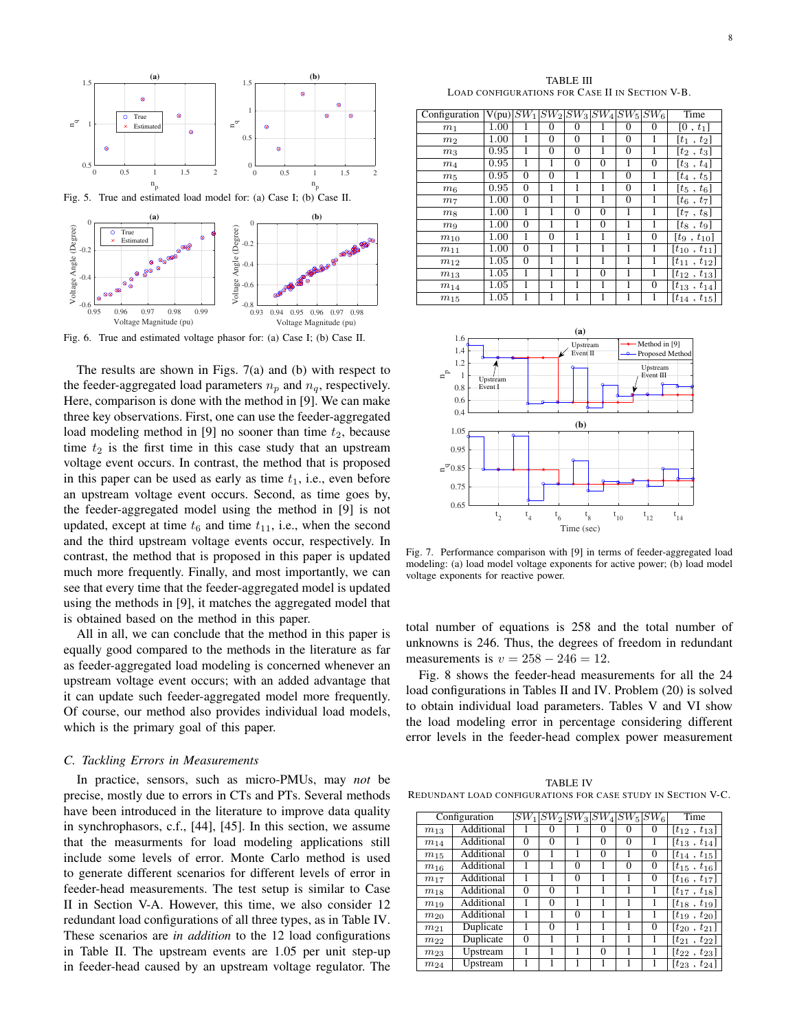Fig. 5. True and estimated load model for: (a) Case I; (b) Case II.

Fig. 6. True and estimated voltage phasor for: (a) Case I; (b) Case II.

The results are shown in Figs. 7(a) and (b) with respect to the feeder-aggregated load parameters $n_p$ and $n_q$, respectively. Here, comparison is done with the method in [9]. We can make three key observations. First, one can use the feeder-aggregated load modeling method in [9] no sooner than time $t_2$, because time $t_2$ is the first time in this case study that an upstream voltage event occurs. In contrast, the method that is proposed in this paper can be used as early as time $t_1$, i.e., even before an upstream voltage event occurs. Second, as time goes by, the feeder-aggregated model using the method in [9] is not updated, except at time $t_6$ and time $t_{11}$, i.e., when the second and the third upstream voltage events occur, respectively. In contrast, the method that is proposed in this paper is updated much more frequently. Finally, and most importantly, we can see that every time that the feeder-aggregated model is updated using the methods in [9], it matches the aggregated model that is obtained based on the method in this paper.

All in all, we can conclude that the method in this paper is equally good compared to the methods in the literature as far as feeder-aggregated load modeling is concerned whenever an upstream voltage event occurs; with an added advantage that it can update such feeder-aggregated model more frequently. Of course, our method also provides individual load models, which is the primary goal of this paper.

### C. Tackling Errors in Measurements

In practice, sensors, such as micro-PMUs, may *not* be precise, mostly due to errors in CTs and PTs. Several methods have been introduced in the literature to improve data quality in synchrophasors, c.f., [44], [45]. In this section, we assume that the measurments for load modeling applications still include some levels of error. Monte Carlo method is used to generate different scenarios for different levels of error in feeder-head measurements. The test setup is similar to Case II in Section V-A. However, this time, we also consider 12 redundant load configurations of all three types, as in Table IV. These scenarios are *in addition* to the 12 load configurations in Table II. The upstream events are 1.05 per unit step-up in feeder-head caused by an upstream voltage regulator. The total number of equations is 258 and the total number of unknowns is 246. Thus, the degrees of freedom in redundant measurements is $v = 258 - 246 = 12$.

Fig. 8 shows the feeder-head measurements for all the 24 load configurations in Tables II and IV. Problem (20) is solved to obtain individual load parameters. Tables V and VI show the load modeling error in percentage considering different error levels in the feeder-head complex power measurement

TABLE III
LOAD CONFIGURATIONS FOR CASE II IN SECTION V-B.

| Configuration | V(pu) | $SW_1$ | $SW_2$ | $SW_3$ | $SW_4$ | $SW_5$ | $SW_6$ | Time |
|---|---|---|---|---|---|---|---|---|
| $m_1$ | 1.00 | 1 | 0 | 0 | 1 | 0 | 0 | $[0, t_1]$ |
| $m_2$ | 1.00 | 1 | 0 | 0 | 1 | 0 | 1 | $[t_1, t_2]$ |
| $m_3$ | 0.95 | 1 | 0 | 0 | 1 | 0 | 1 | $[t_2, t_3]$ |
| $m_4$ | 0.95 | 1 | 1 | 0 | 0 | 1 | 0 | $[t_3, t_4]$ |
| $m_5$ | 0.95 | 0 | 0 | 1 | 1 | 0 | 1 | $[t_4, t_5]$ |
| $m_6$ | 0.95 | 0 | 1 | 1 | 1 | 0 | 1 | $[t_5, t_6]$ |
| $m_7$ | 1.00 | 0 | 1 | 1 | 1 | 0 | 1 | $[t_6, t_7]$ |
| $m_8$ | 1.00 | 1 | 1 | 0 | 0 | 1 | 1 | $[t_7, t_8]$ |
| $m_9$ | 1.00 | 0 | 1 | 1 | 0 | 1 | 1 | $[t_8, t_9]$ |
| $m_{10}$ | 1.00 | 1 | 0 | 1 | 1 | 1 | 0 | $[t_9, t_{10}]$ |
| $m_{11}$ | 1.00 | 0 | 1 | 1 | 1 | 1 | 1 | $[t_{10}, t_{11}]$ |
| $m_{12}$ | 1.05 | 0 | 1 | 1 | 1 | 1 | 1 | $[t_{11}, t_{12}]$ |
| $m_{13}$ | 1.05 | 1 | 1 | 1 | 0 | 1 | 1 | $[t_{12}, t_{13}]$ |
| $m_{14}$ | 1.05 | 1 | 1 | 1 | 1 | 1 | 0 | $[t_{13}, t_{14}]$ |
| $m_{15}$ | 1.05 | 1 | 1 | 1 | 1 | 1 | 1 | $[t_{14}, t_{15}]$ |

Fig. 7. Performance comparison with [9] in terms of feeder-aggregated load modeling: (a) load model voltage exponents for active power; (b) load model voltage exponents for reactive power.

TABLE IV
REDUNDANT LOAD CONFIGURATIONS FOR CASE STUDY IN SECTION V-C.

| Configuration | | $SW_1$ | $SW_2$ | $SW_3$ | $SW_4$ | $SW_5$ | $SW_6$ | Time |
|---|---|---|---|---|---|---|---|---|
| $m_{13}$ | Additional | 1 | 0 | 1 | 0 | 0 | 0 | $[t_{12}, t_{13}]$ |
| $m_{14}$ | Additional | 0 | 0 | 1 | 0 | 0 | 1 | $[t_{13}, t_{14}]$ |
| $m_{15}$ | Additional | 0 | 1 | 1 | 0 | 1 | 0 | $[t_{14}, t_{15}]$ |
| $m_{16}$ | Additional | 1 | 1 | 0 | 1 | 0 | 0 | $[t_{15}, t_{16}]$ |
| $m_{17}$ | Additional | 1 | 1 | 0 | 1 | 1 | 0 | $[t_{16}, t_{17}]$ |
| $m_{18}$ | Additional | 0 | 0 | 1 | 1 | 1 | 1 | $[t_{17}, t_{18}]$ |
| $m_{19}$ | Additional | 1 | 0 | 1 | 1 | 1 | 1 | $[t_{18}, t_{19}]$ |
| $m_{20}$ | Additional | 1 | 1 | 0 | 1 | 1 | 1 | $[t_{19}, t_{20}]$ |
| $m_{21}$ | Duplicate | 1 | 0 | 1 | 1 | 1 | 0 | $[t_{20}, t_{21}]$ |
| $m_{22}$ | Duplicate | 0 | 1 | 1 | 1 | 1 | 1 | $[t_{21}, t_{22}]$ |
| $m_{23}$ | Upstream | 1 | 1 | 1 | 0 | 1 | 1 | $[t_{22}, t_{23}]$ |
| $m_{24}$ | Upstream | 1 | 1 | 1 | 1 | 1 | 1 | $[t_{23}, t_{24}]$ |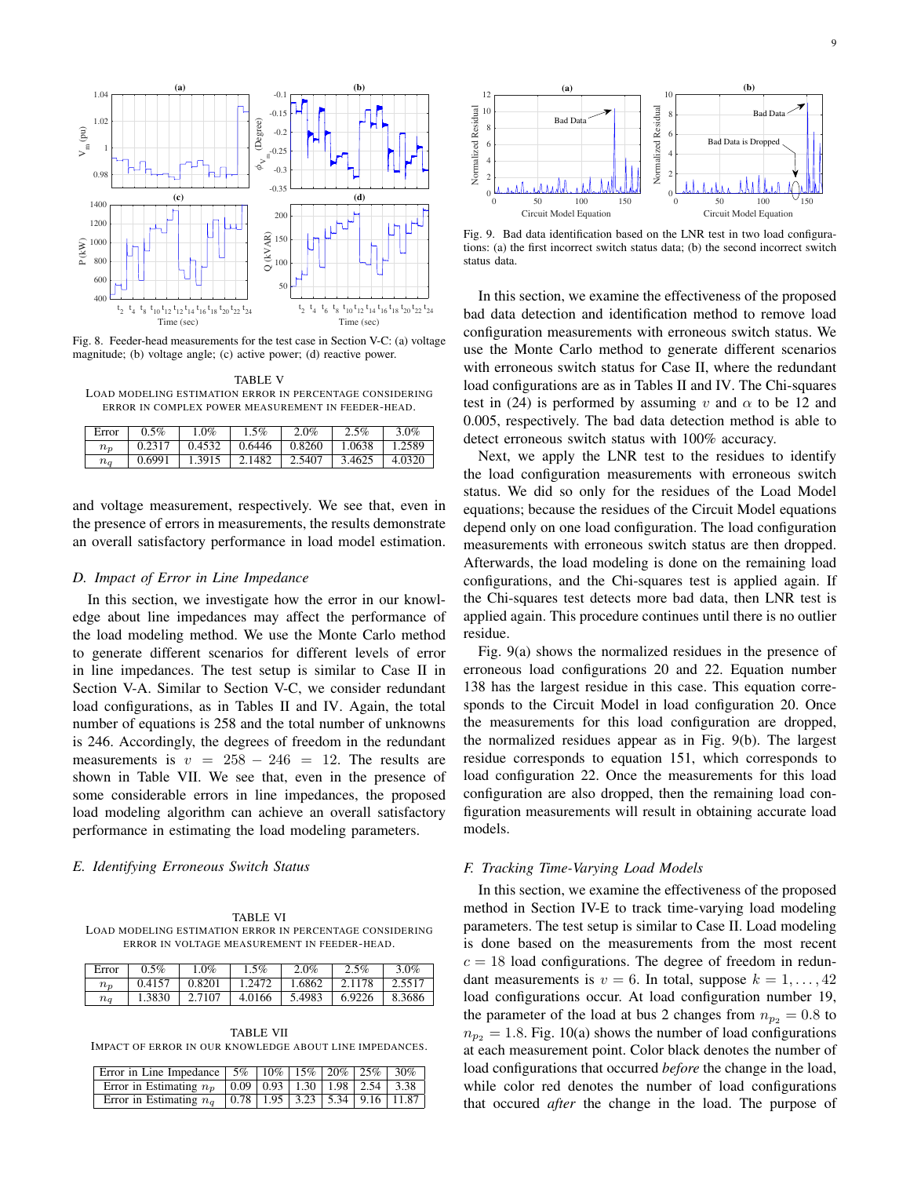Fig. 8. Feeder-head measurements for the test case in Section V-C: (a) voltage magnitude; (b) voltage angle; (c) active power; (d) reactive power.

TABLE V
LOAD MODELING ESTIMATION ERROR IN PERCENTAGE CONSIDERING ERROR IN COMPLEX POWER MEASUREMENT IN FEEDER-HEAD.

| Error | 0.5% | 1.0% | 1.5% | 2.0% | 2.5% | 3.0% |
|---|---|---|---|---|---|---|
| $n_p$ | 0.2317 | 0.4532 | 0.6446 | 0.8260 | 1.0638 | 1.2589 |
| $n_q$ | 0.6991 | 1.3915 | 2.1482 | 2.5407 | 3.4625 | 4.0320 |

and voltage measurement, respectively. We see that, even in the presence of errors in measurements, the results demonstrate an overall satisfactory performance in load model estimation.

### D. Impact of Error in Line Impedance

In this section, we investigate how the error in our knowledge about line impedances may affect the performance of the load modeling method. We use the Monte Carlo method to generate different scenarios for different levels of error in line impedances. The test setup is similar to Case II in Section V-A. Similar to Section V-C, we consider redundant load configurations, as in Tables II and IV. Again, the total number of equations is 258 and the total number of unknowns is 246. Accordingly, the degrees of freedom in the redundant measurements is $v = 258 - 246 = 12$. The results are shown in Table VII. We see that, even in the presence of some considerable errors in line impedances, the proposed load modeling algorithm can achieve an overall satisfactory performance in estimating the load modeling parameters.

### E. Identifying Erroneous Switch Status

TABLE VI
LOAD MODELING ESTIMATION ERROR IN PERCENTAGE CONSIDERING ERROR IN VOLTAGE MEASUREMENT IN FEEDER-HEAD.

| Error | 0.5% | 1.0% | 1.5% | 2.0% | 2.5% | 3.0% |
|---|---|---|---|---|---|---|
| $n_p$ | 0.4157 | 0.8201 | 1.2472 | 1.6862 | 2.1178 | 2.5517 |
| $n_q$ | 1.3830 | 2.7107 | 4.0166 | 5.4983 | 6.9226 | 8.3686 |

TABLE VII
IMPACT OF ERROR IN OUR KNOWLEDGE ABOUT LINE IMPEDANCES.

| Error in Line Impedance | 5% | 10% | 15% | 20% | 25% | 30% |
|---|---|---|---|---|---|---|
| Error in Estimating $n_p$ | 0.09 | 0.93 | 1.30 | 1.98 | 2.54 | 3.38 |
| Error in Estimating $n_q$ | 0.78 | 1.95 | 3.23 | 5.34 | 9.16 | 11.87 |

Fig. 9. Bad data identification based on the LNR test in two load configurations: (a) the first incorrect switch status data; (b) the second incorrect switch status data.

In this section, we examine the effectiveness of the proposed bad data detection and identification method to remove load configuration measurements with erroneous switch status. We use the Monte Carlo method to generate different scenarios with erroneous switch status for Case II, where the redundant load configurations are as in Tables II and IV. The Chi-squares test in (24) is performed by assuming $v$ and $\alpha$ to be 12 and 0.005, respectively. The bad data detection method is able to detect erroneous switch status with 100% accuracy.

Next, we apply the LNR test to the residues to identify the load configuration measurements with erroneous switch status. We did so only for the residues of the Load Model equations; because the residues of the Circuit Model equations depend only on one load configuration. The load configuration measurements with erroneous switch status are then dropped. Afterwards, the load modeling is done on the remaining load configurations, and the Chi-squares test is applied again. If the Chi-squares test detects more bad data, then LNR test is applied again. This procedure continues until there is no outlier residue.

Fig. 9(a) shows the normalized residues in the presence of erroneous load configurations 20 and 22. Equation number 138 has the largest residue in this case. This equation corresponds to the Circuit Model in load configuration 20. Once the measurements for this load configuration are dropped, the normalized residues appear as in Fig. 9(b). The largest residue corresponds to equation 151, which corresponds to load configuration 22. Once the measurements for this load configuration are also dropped, then the remaining load configuration measurements will result in obtaining accurate load models.

### F. Tracking Time-Varying Load Models

In this section, we examine the effectiveness of the proposed method in Section IV-E to track time-varying load modeling parameters. The test setup is similar to Case II. Load modeling is done based on the measurements from the most recent $c = 18$ load configurations. The degree of freedom in redundant measurements is $v = 6$. In total, suppose $k = 1, \ldots, 42$ load configurations occur. At load configuration number 19, the parameter of the load at bus 2 changes from $n_{p_2} = 0.8$ to $n_{p_2} = 1.8$. Fig. 10(a) shows the number of load configurations at each measurement point. Color black denotes the number of load configurations that occurred *before* the change in the load, while color red denotes the number of load configurations that occured *after* the change in the load. The purpose of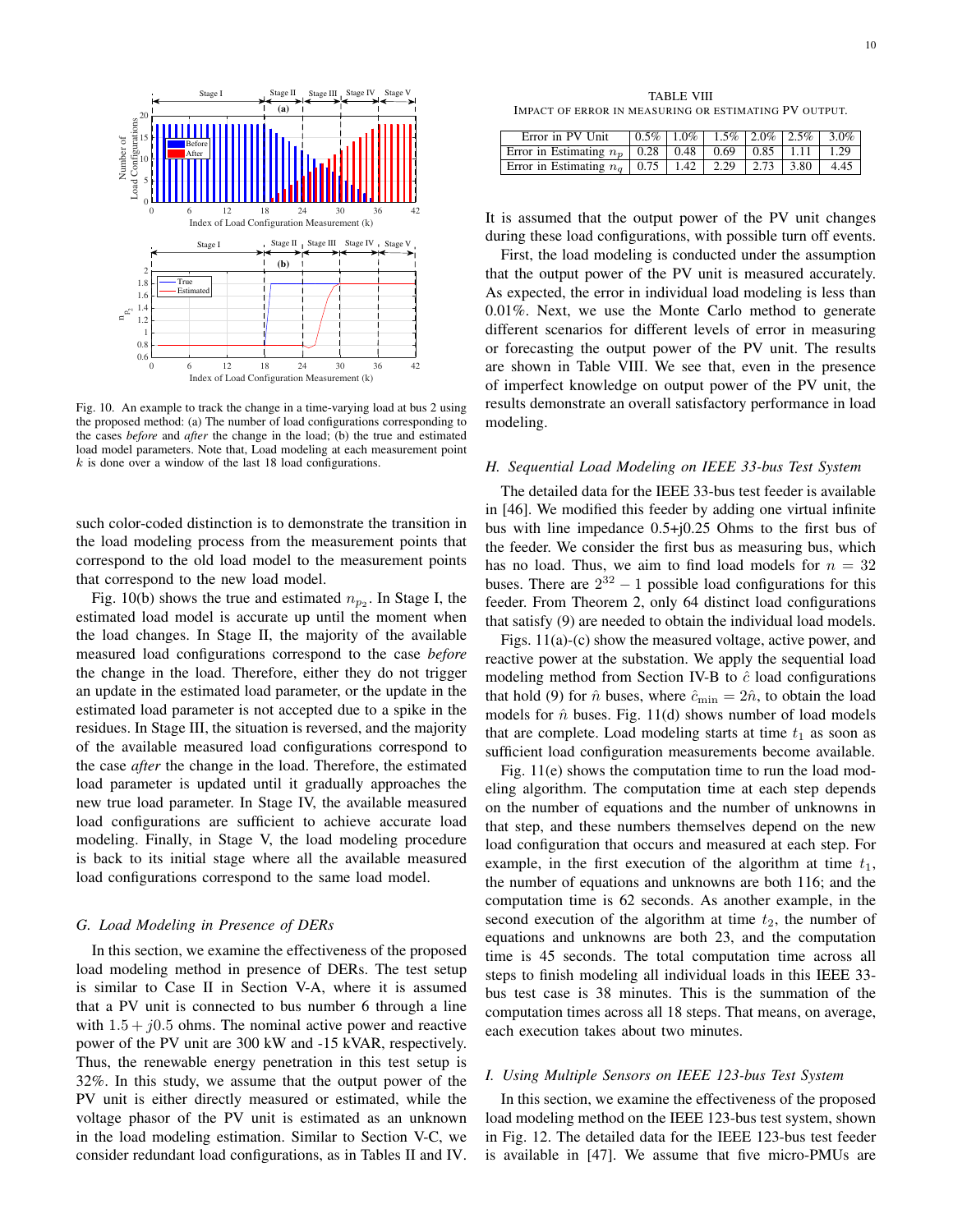Fig. 10. An example to track the change in a time-varying load at bus 2 using the proposed method: (a) The number of load configurations corresponding to the cases *before* and *after* the change in the load; (b) the true and estimated load model parameters. Note that, Load modeling at each measurement point $k$ is done over a window of the last 18 load configurations.

such color-coded distinction is to demonstrate the transition in the load modeling process from the measurement points that correspond to the old load model to the measurement points that correspond to the new load model.

Fig. 10(b) shows the true and estimated $n_{p_2}$. In Stage I, the estimated load model is accurate up until the moment when the load changes. In Stage II, the majority of the available measured load configurations correspond to the case *before* the change in the load. Therefore, either they do not trigger an update in the estimated load parameter, or the update in the estimated load parameter is not accepted due to a spike in the residues. In Stage III, the situation is reversed, and the majority of the available measured load configurations correspond to the case *after* the change in the load. Therefore, the estimated load parameter is updated until it gradually approaches the new true load parameter. In Stage IV, the available measured load configurations are sufficient to achieve accurate load modeling. Finally, in Stage V, the load modeling procedure is back to its initial stage where all the available measured load configurations correspond to the same load model.

### G. Load Modeling in Presence of DERs

In this section, we examine the effectiveness of the proposed load modeling method in presence of DERs. The test setup is similar to Case II in Section V-A, where it is assumed that a PV unit is connected to bus number 6 through a line with $1.5 + j0.5$ ohms. The nominal active power and reactive power of the PV unit are 300 kW and -15 kVAR, respectively. Thus, the renewable energy penetration in this test setup is 32%. In this study, we assume that the output power of the PV unit is either directly measured or estimated, while the voltage phasor of the PV unit is estimated as an unknown in the load modeling estimation. Similar to Section V-C, we consider redundant load configurations, as in Tables II and IV.

TABLE VIII
IMPACT OF ERROR IN MEASURING OR ESTIMATING PV OUTPUT.

| Error in PV Unit | 0.5% | 1.0% | 1.5% | 2.0% | 2.5% | 3.0% |
|---|---|---|---|---|---|---|
| Error in Estimating $n_p$ | 0.28 | 0.48 | 0.69 | 0.85 | 1.11 | 1.29 |
| Error in Estimating $n_q$ | 0.75 | 1.42 | 2.29 | 2.73 | 3.80 | 4.45 |

It is assumed that the output power of the PV unit changes during these load configurations, with possible turn off events.

First, the load modeling is conducted under the assumption that the output power of the PV unit is measured accurately. As expected, the error in individual load modeling is less than 0.01%. Next, we use the Monte Carlo method to generate different scenarios for different levels of error in measuring or forecasting the output power of the PV unit. The results are shown in Table VIII. We see that, even in the presence of imperfect knowledge on output power of the PV unit, the results demonstrate an overall satisfactory performance in load modeling.

### H. Sequential Load Modeling on IEEE 33-bus Test System

The detailed data for the IEEE 33-bus test feeder is available in [46]. We modified this feeder by adding one virtual infinite bus with line impedance 0.5+j0.25 Ohms to the first bus of the feeder. We consider the first bus as measuring bus, which has no load. Thus, we aim to find load models for $n = 32$ buses. There are $2^{32} - 1$ possible load configurations for this feeder. From Theorem 2, only 64 distinct load configurations that satisfy (9) are needed to obtain the individual load models.

Figs. 11(a)-(c) show the measured voltage, active power, and reactive power at the substation. We apply the sequential load modeling method from Section IV-B to $\hat{c}$ load configurations that hold (9) for $\hat{n}$ buses, where $\hat{c}_{\min} = 2\hat{n}$, to obtain the load models for $\hat{n}$ buses. Fig. 11(d) shows number of load models that are complete. Load modeling starts at time $t_1$ as soon as sufficient load configuration measurements become available.

Fig. 11(e) shows the computation time to run the load modeling algorithm. The computation time at each step depends on the number of equations and the number of unknowns in that step, and these numbers themselves depend on the new load configuration that occurs and measured at each step. For example, in the first execution of the algorithm at time $t_1$, the number of equations and unknowns are both 116; and the computation time is 62 seconds. As another example, in the second execution of the algorithm at time $t_2$, the number of equations and unknowns are both 23, and the computation time is 45 seconds. The total computation time across all steps to finish modeling all individual loads in this IEEE 33-bus test case is 38 minutes. This is the summation of the computation times across all 18 steps. That means, on average, each execution takes about two minutes.

### I. Using Multiple Sensors on IEEE 123-bus Test System

In this section, we examine the effectiveness of the proposed load modeling method on the IEEE 123-bus test system, shown in Fig. 12. The detailed data for the IEEE 123-bus test feeder is available in [47]. We assume that five micro-PMUs are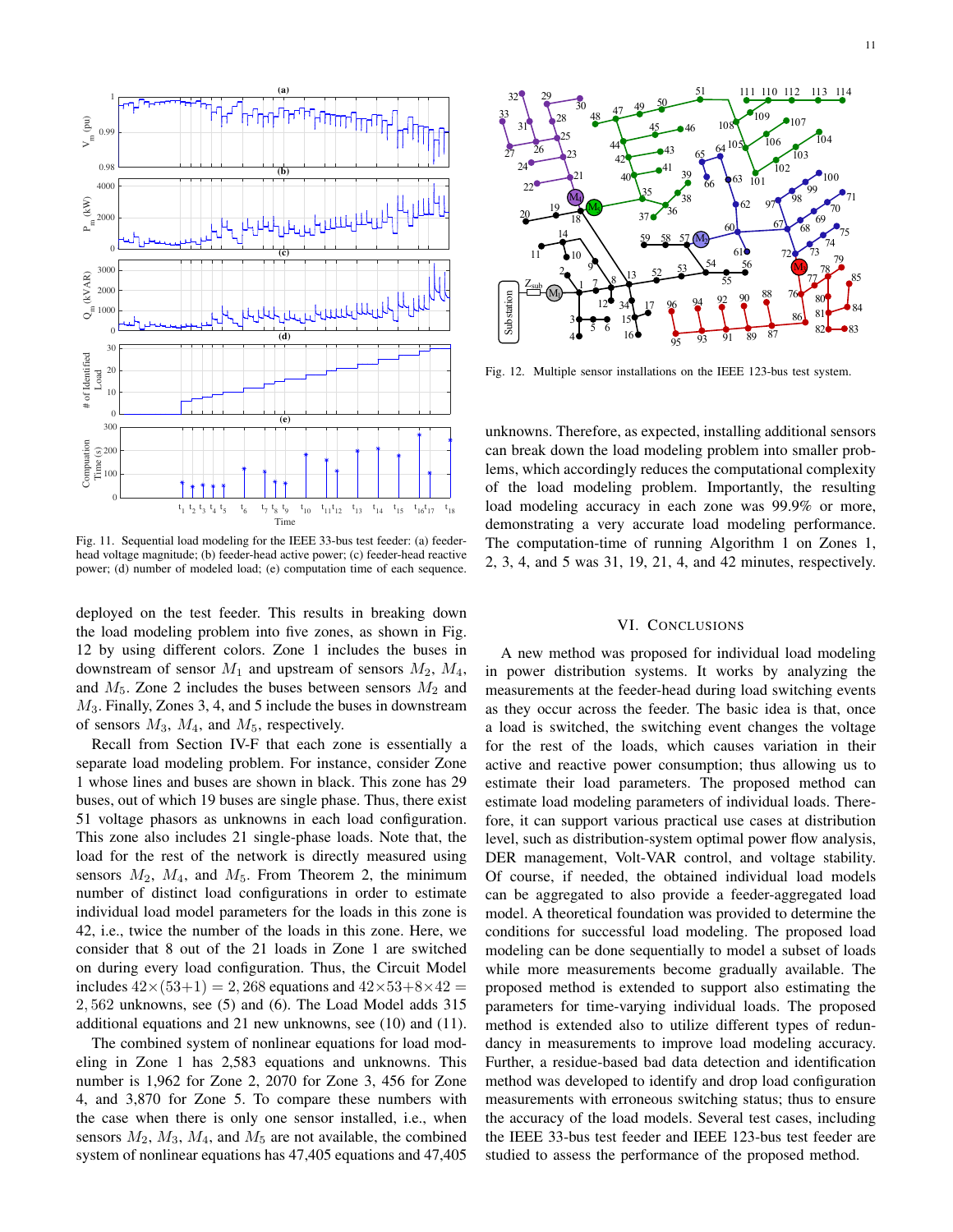Fig. 11. Sequential load modeling for the IEEE 33-bus test feeder: (a) feeder-head voltage magnitude; (b) feeder-head active power; (c) feeder-head reactive power; (d) number of modeled load; (e) computation time of each sequence.

deployed on the test feeder. This results in breaking down the load modeling problem into five zones, as shown in Fig. 12 by using different colors. Zone 1 includes the buses in downstream of sensor $M_1$ and upstream of sensors $M_2$, $M_4$, and $M_5$. Zone 2 includes the buses between sensors $M_2$ and $M_3$. Finally, Zones 3, 4, and 5 include the buses in downstream of sensors $M_3$, $M_4$, and $M_5$, respectively.

Recall from Section IV-F that each zone is essentially a separate load modeling problem. For instance, consider Zone 1 whose lines and buses are shown in black. This zone has 29 buses, out of which 19 buses are single phase. Thus, there exist 51 voltage phasors as unknowns in each load configuration. This zone also includes 21 single-phase loads. Note that, the load for the rest of the network is directly measured using sensors $M_2$, $M_4$, and $M_5$. From Theorem 2, the minimum number of distinct load configurations in order to estimate individual load model parameters for the loads in this zone is 42, i.e., twice the number of the loads in this zone. Here, we consider that 8 out of the 21 loads in Zone 1 are switched on during every load configuration. Thus, the Circuit Model includes $42 \times (53+1) = 2,268$ equations and $42 \times 53 + 8 \times 42 = 2,562$ unknowns, see (5) and (6). The Load Model adds 315 additional equations and 21 new unknowns, see (10) and (11).

The combined system of nonlinear equations for load modeling in Zone 1 has 2,583 equations and unknowns. This number is 1,962 for Zone 2, 2070 for Zone 3, 456 for Zone 4, and 3,870 for Zone 5. To compare these numbers with the case when there is only one sensor installed, i.e., when sensors $M_2$, $M_3$, $M_4$, and $M_5$ are not available, the combined system of nonlinear equations has 47,405 equations and 47,405 unknowns. Therefore, as expected, installing additional sensors can break down the load modeling problem into smaller problems, which accordingly reduces the computational complexity of the load modeling problem. Importantly, the resulting load modeling accuracy in each zone was 99.9% or more, demonstrating a very accurate load modeling performance. The computation-time of running Algorithm 1 on Zones 1, 2, 3, 4, and 5 was 31, 19, 21, 4, and 42 minutes, respectively.

Fig. 12. Multiple sensor installations on the IEEE 123-bus test system.

## VI. Conclusions

A new method was proposed for individual load modeling in power distribution systems. It works by analyzing the measurements at the feeder-head during load switching events as they occur across the feeder. The basic idea is that, once a load is switched, the switching event changes the voltage for the rest of the loads, which causes variation in their active and reactive power consumption; thus allowing us to estimate their load parameters. The proposed method can estimate load modeling parameters of individual loads. Therefore, it can support various practical use cases at distribution level, such as distribution-system optimal power flow analysis, DER management, Volt-VAR control, and voltage stability. Of course, if needed, the obtained individual load models can be aggregated to also provide a feeder-aggregated load model. A theoretical foundation was provided to determine the conditions for successful load modeling. The proposed load modeling can be done sequentially to model a subset of loads while more measurements become gradually available. The proposed method is extended to support also estimating the parameters for time-varying individual loads. The proposed method is extended also to utilize different types of redundancy in measurements to improve load modeling accuracy. Further, a residue-based bad data detection and identification method was developed to identify and drop load configuration measurements with erroneous switching status; thus to ensure the accuracy of the load models. Several test cases, including the IEEE 33-bus test feeder and IEEE 123-bus test feeder are studied to assess the performance of the proposed method.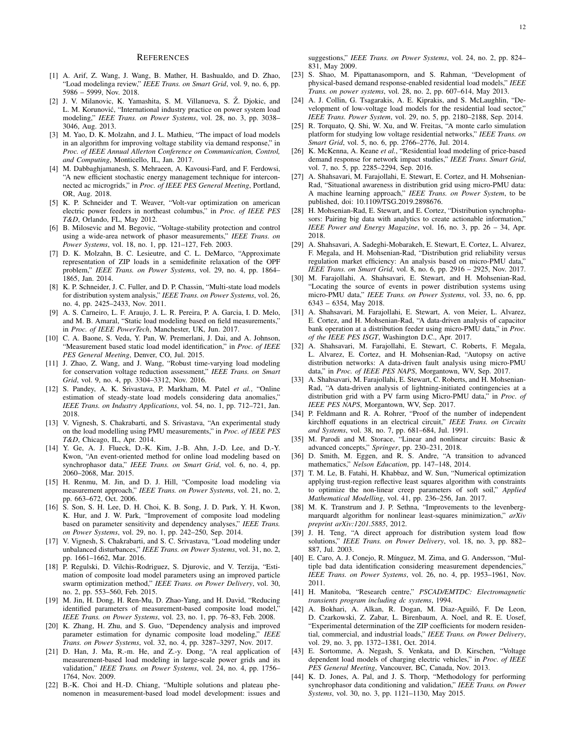# References

[1] A. Arif, Z. Wang, J. Wang, B. Mather, H. Bashualdo, and D. Zhao, "Load modelinga review," *IEEE Trans. on Smart Grid*, vol. 9, no. 6, pp. 5986 – 5999, Nov. 2018.

[2] J. V. Milanovic, K. Yamashita, S. M. Villanueva, S. Ž. Djokic, and L. M. Korunović, "International industry practice on power system load modeling," *IEEE Trans. on Power Systems*, vol. 28, no. 3, pp. 3038–3046, Aug. 2013.

[3] M. Yao, D. K. Molzahn, and J. L. Mathieu, "The impact of load models in an algorithm for improving voltage stability via demand response," in *Proc. of IEEE Annual Allerton Conference on Communication, Control, and Computing*, Monticello, IL, Jan. 2017.

[4] M. Dabbaghjamanesh, S. Mehraeen, A. Kavousi-Fard, and F. Ferdowsi, "A new efficient stochastic energy management technique for interconnected ac microgrids," in *Proc. of IEEE PES General Meeting*, Portland, OR, Aug. 2018.

[5] K. P. Schneider and T. Weaver, "Volt-var optimization on american electric power feeders in northeast columbus," in *Proc. of IEEE PES T&D*, Orlando, FL, May 2012.

[6] B. Milosevic and M. Begovic, "Voltage-stability protection and control using a wide-area network of phasor measurements," *IEEE Trans. on Power Systems*, vol. 18, no. 1, pp. 121–127, Feb. 2003.

[7] D. K. Molzahn, B. C. Lesieutre, and C. L. DeMarco, "Approximate representation of ZIP loads in a semidefinite relaxation of the OPF problem," *IEEE Trans. on Power Systems*, vol. 29, no. 4, pp. 1864–1865, Jan. 2014.

[8] K. P. Schneider, J. C. Fuller, and D. P. Chassin, "Multi-state load models for distribution system analysis," *IEEE Trans. on Power Systems*, vol. 26, no. 4, pp. 2425–2433, Nov. 2011.

[9] A. S. Carneiro, L. F. Araujo, J. L. R. Pereira, P. A. Garcia, I. D. Melo, and M. B. Amaral, "Static load modeling based on field measurements," in *Proc. of IEEE PowerTech*, Manchester, UK, Jun. 2017.

[10] C. A. Baone, S. Veda, Y. Pan, W. Premerlani, J. Dai, and A. Johnson, "Measurement based static load model identification," in *Proc. of IEEE PES General Meeting*, Denver, CO, Jul. 2015.

[11] J. Zhao, Z. Wang, and J. Wang, "Robust time-varying load modeling for conservation voltage reduction assessment," *IEEE Trans. on Smart Grid*, vol. 9, no. 4, pp. 3304–3312, Nov. 2016.

[12] S. Pandey, A. K. Srivastava, P. Markham, M. Patel *et al.*, "Online estimation of steady-state load models considering data anomalies," *IEEE Trans. on Industry Applications*, vol. 54, no. 1, pp. 712–721, Jan. 2018.

[13] V. Vignesh, S. Chakrabarti, and S. Srivastava, "An experimental study on the load modelling using PMU measurements," in *Proc. of IEEE PES T&D*, Chicago, IL, Apr. 2014.

[14] Y. Ge, A. J. Flueck, D.-K. Kim, J.-B. Ahn, J.-D. Lee, and D.-Y. Kwon, "An event-oriented method for online load modeling based on synchrophasor data," *IEEE Trans. on Smart Grid*, vol. 6, no. 4, pp. 2060–2068, Mar. 2015.

[15] H. Renmu, M. Jin, and D. J. Hill, "Composite load modeling via measurement approach," *IEEE Trans. on Power Systems*, vol. 21, no. 2, pp. 663–672, Oct. 2006.

[16] S. Son, S. H. Lee, D. H. Choi, K. B. Song, J. D. Park, Y. H. Kwon, K. Hur, and J. W. Park, "Improvement of composite load modeling based on parameter sensitivity and dependency analyses," *IEEE Trans. on Power Systems*, vol. 29, no. 1, pp. 242–250, Sep. 2014.

[17] V. Vignesh, S. Chakrabarti, and S. C. Srivastava, "Load modeling under unbalanced disturbances," *IEEE Trans. on Power Systems*, vol. 31, no. 2, pp. 1661–1662, Mar. 2016.

[18] P. Regulski, D. Vilchis-Rodriguez, S. Djurovic, and V. Terzija, "Estimation of composite load model parameters using an improved particle swarm optimization method," *IEEE Trans. on Power Delivery*, vol. 30, no. 2, pp. 553–560, Feb. 2015.

[19] M. Jin, H. Dong, H. Ren-Mu, D. Zhao-Yang, and H. David, "Reducing identified parameters of measurement-based composite load model," *IEEE Trans. on Power Systems*, vol. 23, no. 1, pp. 76–83, Feb. 2008.

[20] K. Zhang, H. Zhu, and S. Guo, "Dependency analysis and improved parameter estimation for dynamic composite load modeling," *IEEE Trans. on Power Systems*, vol. 32, no. 4, pp. 3287–3297, Nov. 2017.

[21] D. Han, J. Ma, R.-m. He, and Z.-y. Dong, "A real application of measurement-based load modeling in large-scale power grids and its validation," *IEEE Trans. on Power Systems*, vol. 24, no. 4, pp. 1756–1764, Nov. 2009.

[22] B.-K. Choi and H.-D. Chiang, "Multiple solutions and plateau phenomenon in measurement-based load model development: issues and suggestions," *IEEE Trans. on Power Systems*, vol. 24, no. 2, pp. 824–831, May 2009.

[23] S. Shao, M. Pipattanasomporn, and S. Rahman, "Development of physical-based demand response-enabled residential load models," *IEEE Trans. on power systems*, vol. 28, no. 2, pp. 607–614, May 2013.

[24] A. J. Collin, G. Tsagarakis, A. E. Kiprakis, and S. McLaughlin, "Development of low-voltage load models for the residential load sector," *IEEE Trans. Power System*, vol. 29, no. 5, pp. 2180–2188, Sep. 2014.

[25] R. Torquato, Q. Shi, W. Xu, and W. Freitas, "A monte carlo simulation platform for studying low voltage residential networks," *IEEE Trans. on Smart Grid*, vol. 5, no. 6, pp. 2766–2776, Jul. 2014.

[26] K. McKenna, A. Keane *et al.*, "Residential load modeling of price-based demand response for network impact studies," *IEEE Trans. Smart Grid*, vol. 7, no. 5, pp. 2285–2294, Sep. 2016.

[27] A. Shahsavari, M. Farajollahi, E. Stewart, E. Cortez, and H. Mohsenian-Rad, "Situational awareness in distribution grid using micro-PMU data: A machine learning approach," *IEEE Trans. on Power System*, to be published, doi: 10.1109/TSG.2019.2898676.

[28] H. Mohsenian-Rad, E. Stewart, and E. Cortez, "Distribution synchrophasors: Pairing big data with analytics to create actionable information," *IEEE Power and Energy Magazine*, vol. 16, no. 3, pp. 26 – 34, Apr. 2018.

[29] A. Shahsavari, A. Sadeghi-Mobarakeh, E. Stewart, E. Cortez, L. Alvarez, F. Megala, and H. Mohsenian-Rad, "Distribution grid reliability versus regulation market efficiency: An analysis based on micro-PMU data," *IEEE Trans. on Smart Grid*, vol. 8, no. 6, pp. 2916 – 2925, Nov. 2017.

[30] M. Farajollahi, A. Shahsavari, E. Stewart, and H. Mohsenian-Rad, "Locating the source of events in power distribution systems using micro-PMU data," *IEEE Trans. on Power Systems*, vol. 33, no. 6, pp. 6343 – 6354, May 2018.

[31] A. Shahsavari, M. Farajollahi, E. Stewart, A. von Meier, L. Alvarez, E. Cortez, and H. Mohsenian-Rad, "A data-driven analysis of capacitor bank operation at a distribution feeder using micro-PMU data," in *Proc. of the IEEE PES ISGT*, Washington D.C., Apr. 2017.

[32] A. Shahsavari, M. Farajollahi, E. Stewart, C. Roberts, F. Megala, L. Alvarez, E. Cortez, and H. Mohsenian-Rad, "Autopsy on active distribution networks: A data-driven fault analysis using micro-PMU data," in *Proc. of IEEE PES NAPS*, Morgantown, WV, Sep. 2017.

[33] A. Shahsavari, M. Farajollahi, E. Stewart, C. Roberts, and H. Mohsenian-Rad, "A data-driven analysis of lightning-initiated contingencies at a distribution grid with a PV farm using Micro-PMU data," in *Proc. of IEEE PES NAPS*, Morgantown, WV, Sep. 2017.

[34] P. Feldmann and R. A. Rohrer, "Proof of the number of independent kirchhoff equations in an electrical circuit," *IEEE Trans. on Circuits and Systems*, vol. 38, no. 7, pp. 681–684, Jul. 1991.

[35] M. Parodi and M. Storace, "Linear and nonlinear circuits: Basic & advanced concepts," *Springer*, pp. 230–231, 2018.

[36] D. Smith, M. Eggen, and R. S. Andre, "A transition to advanced mathematics," *Nelson Education*, pp. 147–148, 2014.

[37] T. M. Le, B. Fatahi, H. Khabbaz, and W. Sun, "Numerical optimization applying trust-region reflective least squares algorithm with constraints to optimize the non-linear creep parameters of soft soil," *Applied Mathematical Modelling*, vol. 41, pp. 236–256, Jan. 2017.

[38] M. K. Transtrum and J. P. Sethna, "Improvements to the levenberg-marquardt algorithm for nonlinear least-squares minimization," *arXiv preprint arXiv:1201.5885*, 2012.

[39] J. H. Teng, "A direct approach for distribution system load flow solutions," *IEEE Trans. on Power Delivery*, vol. 18, no. 3, pp. 882–887, Jul. 2003.

[40] E. Caro, A. J. Conejo, R. Mínguez, M. Zima, and G. Andersson, "Multiple bad data identification considering measurement dependencies," *IEEE Trans. on Power Systems*, vol. 26, no. 4, pp. 1953–1961, Nov. 2011.

[41] H. Manitoba, "Research centre," *PSCAD/EMTDC: Electromagnetic transients program including dc systems*, 1994.

[42] A. Bokhari, A. Alkan, R. Dogan, M. Diaz-Aguiló, F. De Leon, D. Czarkowski, Z. Zabar, L. Birenbaum, A. Noel, and R. E. Uosef, "Experimental determination of the ZIP coefficients for modern residential, commercial, and industrial loads," *IEEE Trans. on Power Delivery*, vol. 29, no. 3, pp. 1372–1381, Oct. 2014.

[43] E. Sortomme, A. Negash, S. Venkata, and D. Kirschen, "Voltage dependent load models of charging electric vehicles," in *Proc. of IEEE PES General Meeting*, Vancouver, BC, Canada, Nov. 2013.

[44] K. D. Jones, A. Pal, and J. S. Thorp, "Methodology for performing synchrophasor data conditioning and validation," *IEEE Trans. on Power Systems*, vol. 30, no. 3, pp. 1121–1130, May 2015.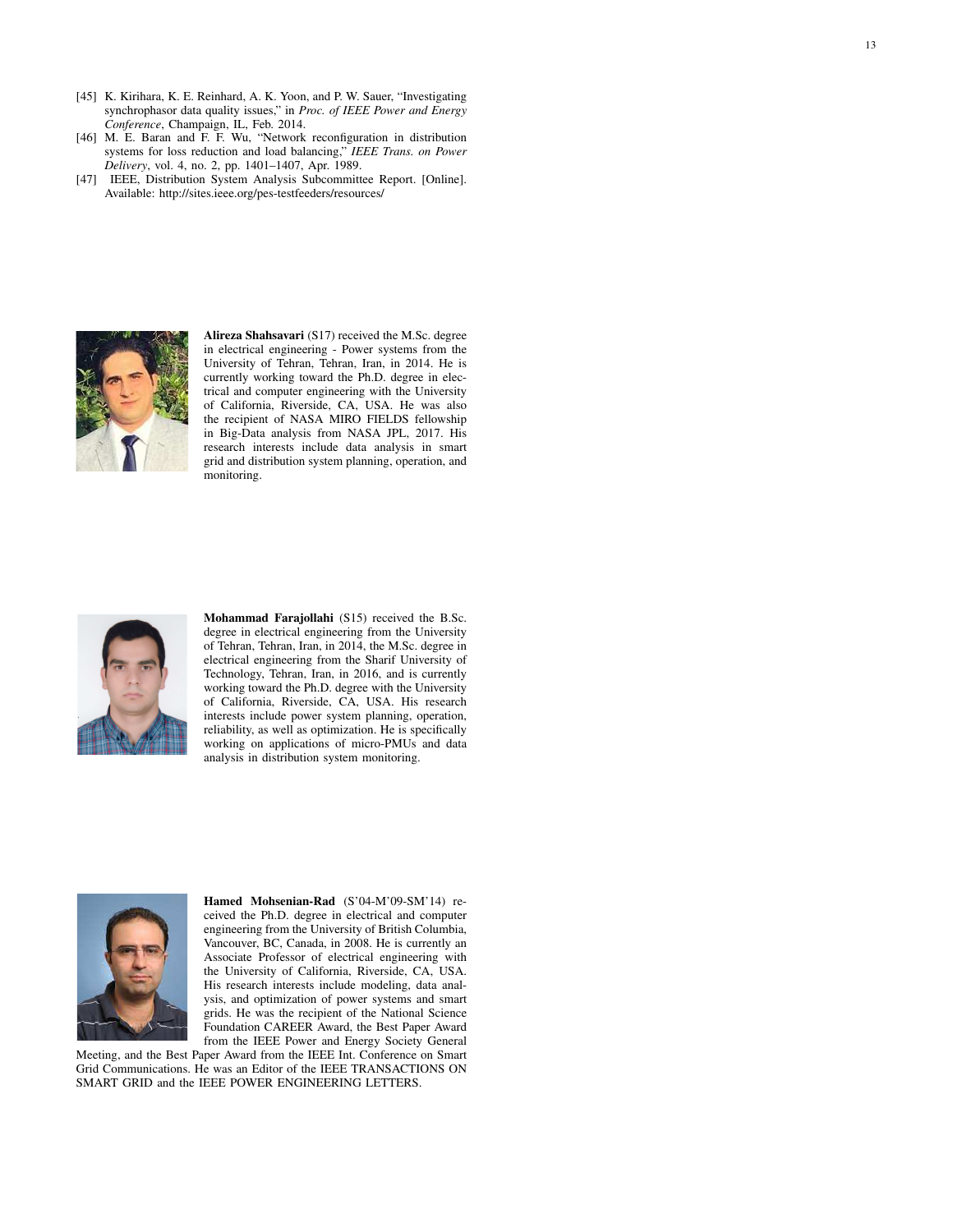[45] K. Kirihara, K. E. Reinhard, A. K. Yoon, and P. W. Sauer, "Investigating synchrophasor data quality issues," in *Proc. of IEEE Power and Energy Conference*, Champaign, IL, Feb. 2014.

[46] M. E. Baran and F. F. Wu, "Network reconfiguration in distribution systems for loss reduction and load balancing," *IEEE Trans. on Power Delivery*, vol. 4, no. 2, pp. 1401–1407, Apr. 1989.

[47] IEEE, Distribution System Analysis Subcommittee Report. [Online]. Available: http://sites.ieee.org/pes-testfeeders/resources/

**Alireza Shahsavari** (S17) received the M.Sc. degree in electrical engineering - Power systems from the University of Tehran, Tehran, Iran, in 2014. He is currently working toward the Ph.D. degree in electrical and computer engineering with the University of California, Riverside, CA, USA. He was also the recipient of NASA MIRO FIELDS fellowship in Big-Data analysis from NASA JPL, 2017. His research interests include data analysis in smart grid and distribution system planning, operation, and monitoring.

**Mohammad Farajollahi** (S15) received the B.Sc. degree in electrical engineering from the University of Tehran, Tehran, Iran, in 2014, the M.Sc. degree in electrical engineering from the Sharif University of Technology, Tehran, Iran, in 2016, and is currently working toward the Ph.D. degree with the University of California, Riverside, CA, USA. His research interests include power system planning, operation, reliability, as well as optimization. He is specifically working on applications of micro-PMUs and data analysis in distribution system monitoring.

**Hamed Mohsenian-Rad** (S'04-M'09-SM'14) received the Ph.D. degree in electrical and computer engineering from the University of British Columbia, Vancouver, BC, Canada, in 2008. He is currently an Associate Professor of electrical engineering with the University of California, Riverside, CA, USA. His research interests include modeling, data analysis, and optimization of power systems and smart grids. He was the recipient of the National Science Foundation CAREER Award, the Best Paper Award from the IEEE Power and Energy Society General Meeting, and the Best Paper Award from the IEEE Int. Conference on Smart Grid Communications. He was an Editor of the IEEE TRANSACTIONS ON SMART GRID and the IEEE POWER ENGINEERING LETTERS.